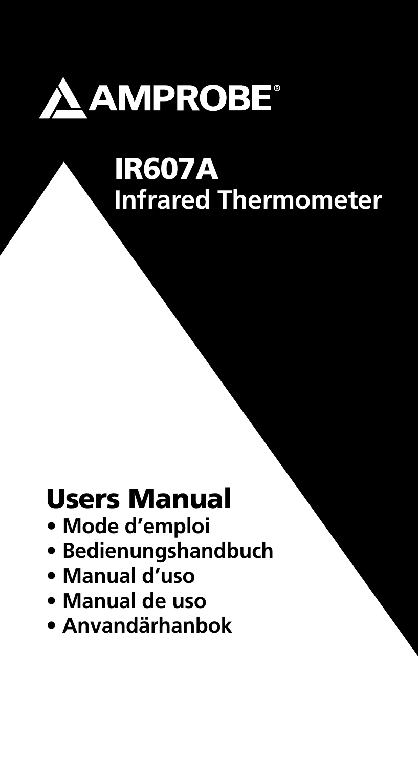AMPROBE®

# IR607A

## Infrared Thermometer

# Users Manual

- **Mode d'emploi**
- **Bedienungshandbuch**
- **Manual d'uso**
- **Manual de uso**
- **Anvandärhanbok**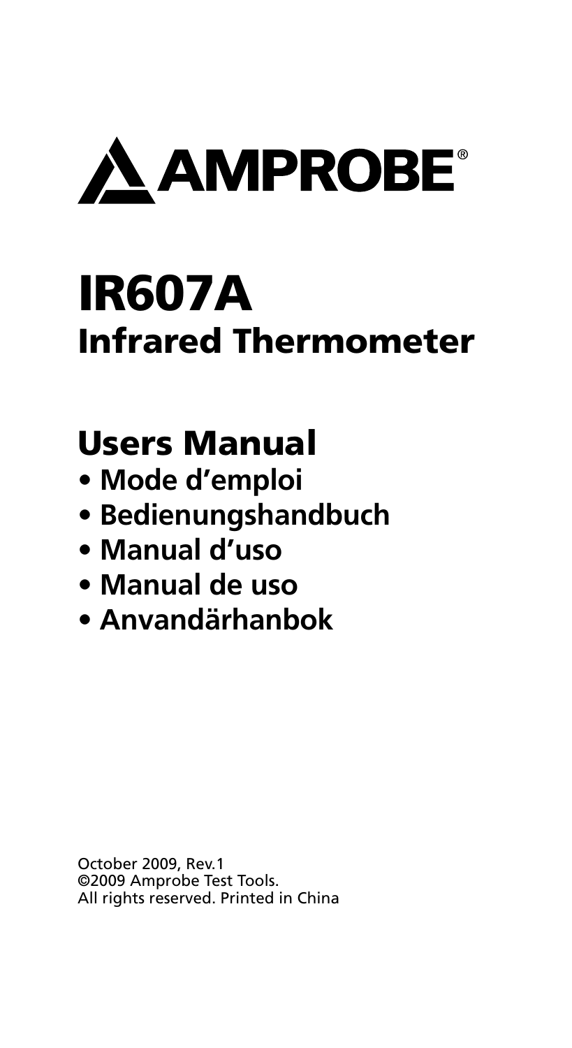# AMPROBE®

# IR607A
## Infrared Thermometer

## Users Manual

- **Mode d'emploi**
- **Bedienungshandbuch**
- **Manual d'uso**
- **Manual de uso**
- **Anvandärhanbok**

October 2009, Rev.1
©2009 Amprobe Test Tools.
All rights reserved. Printed in China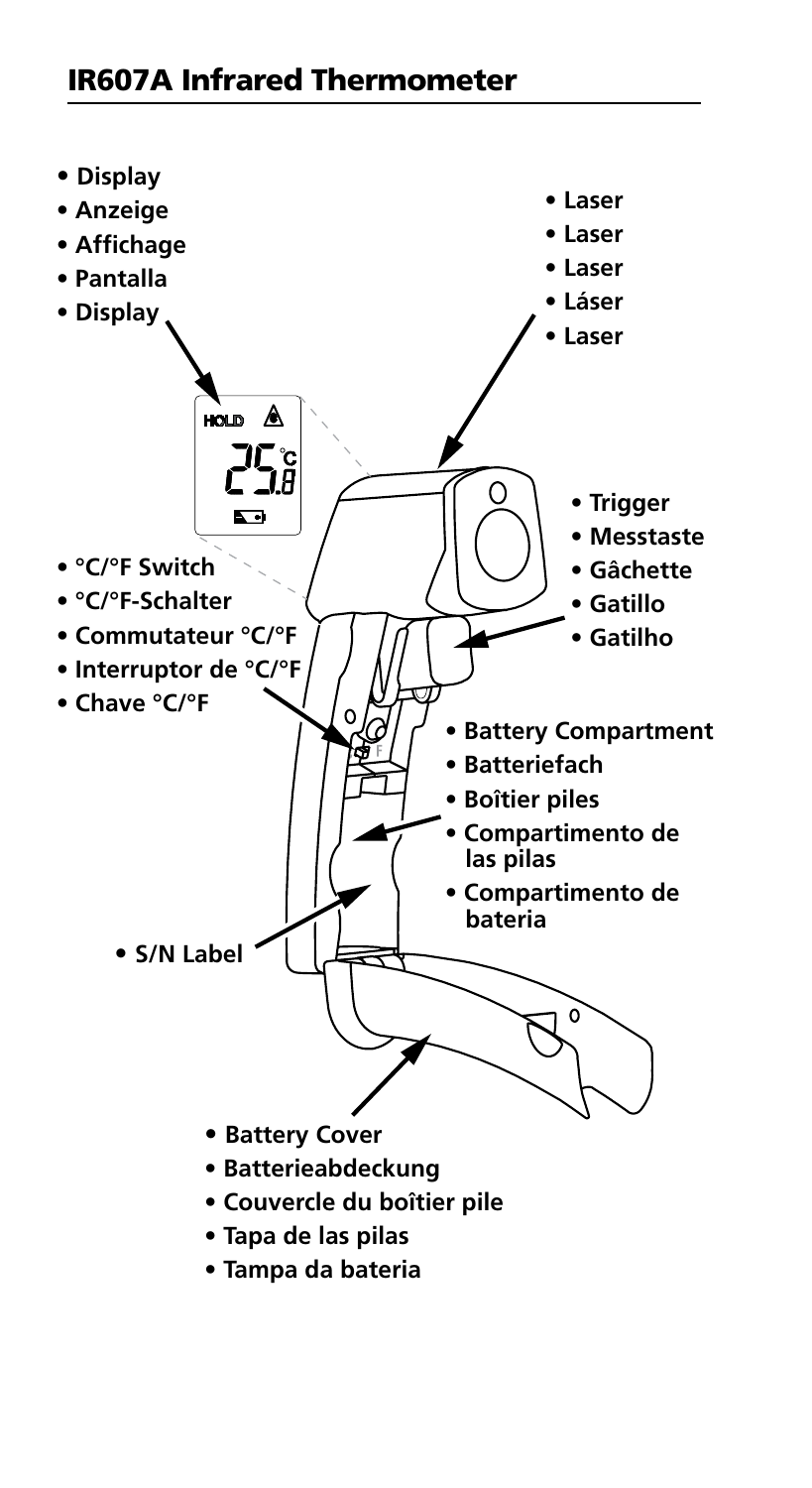## IR607A Infrared Thermometer

- Display
- Anzeige
- Affichage
- Pantalla
- Display

- Laser
- Laser
- Laser
- Láser
- Laser

HOLD

25.8 °C

- Trigger
- Messtaste
- Gâchette
- Gatillo
- Gatilho

- °C/°F Switch
- °C/°F-Schalter
- Commutateur °C/°F
- Interruptor de °C/°F
- Chave °C/°F

- Battery Compartment
- Batteriefach
- Boîtier piles
- Compartimento de las pilas
- Compartimento de bateria

- S/N Label

- Battery Cover
- Batterieabdeckung
- Couvercle du boîtier pile
- Tapa de las pilas
- Tampa da bateria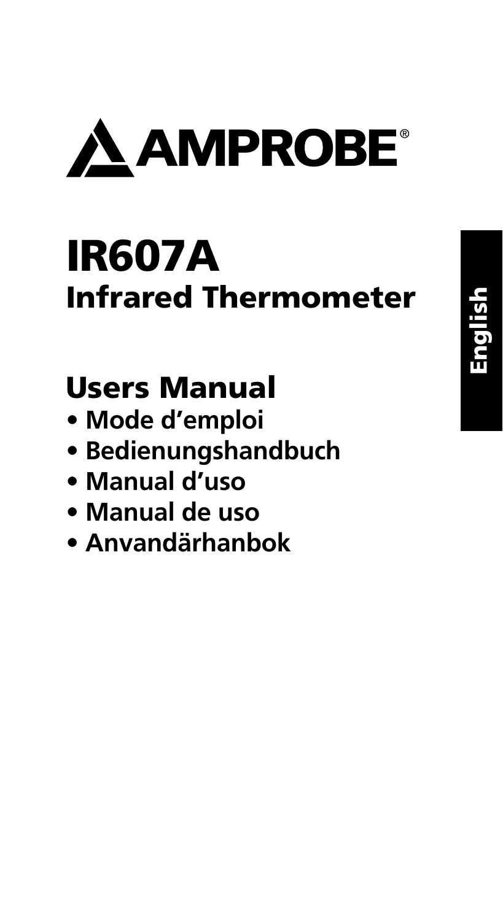# AMPROBE®

# IR607A

## Infrared Thermometer

## Users Manual

- **Mode d'emploi**
- **Bedienungshandbuch**
- **Manual d'uso**
- **Manual de uso**
- **Anvandärhanbok**

**English**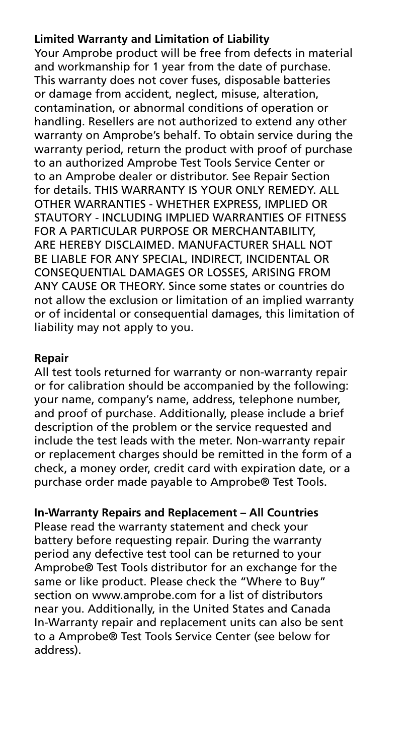**Limited Warranty and Limitation of Liability**

Your Amprobe product will be free from defects in material and workmanship for 1 year from the date of purchase. This warranty does not cover fuses, disposable batteries or damage from accident, neglect, misuse, alteration, contamination, or abnormal conditions of operation or handling. Resellers are not authorized to extend any other warranty on Amprobe's behalf. To obtain service during the warranty period, return the product with proof of purchase to an authorized Amprobe Test Tools Service Center or to an Amprobe dealer or distributor. See Repair Section for details. THIS WARRANTY IS YOUR ONLY REMEDY. ALL OTHER WARRANTIES - WHETHER EXPRESS, IMPLIED OR STAUTORY - INCLUDING IMPLIED WARRANTIES OF FITNESS FOR A PARTICULAR PURPOSE OR MERCHANTABILITY, ARE HEREBY DISCLAIMED. MANUFACTURER SHALL NOT BE LIABLE FOR ANY SPECIAL, INDIRECT, INCIDENTAL OR CONSEQUENTIAL DAMAGES OR LOSSES, ARISING FROM ANY CAUSE OR THEORY. Since some states or countries do not allow the exclusion or limitation of an implied warranty or of incidental or consequential damages, this limitation of liability may not apply to you.

**Repair**

All test tools returned for warranty or non-warranty repair or for calibration should be accompanied by the following: your name, company's name, address, telephone number, and proof of purchase. Additionally, please include a brief description of the problem or the service requested and include the test leads with the meter. Non-warranty repair or replacement charges should be remitted in the form of a check, a money order, credit card with expiration date, or a purchase order made payable to Amprobe® Test Tools.

**In-Warranty Repairs and Replacement – All Countries**

Please read the warranty statement and check your battery before requesting repair. During the warranty period any defective test tool can be returned to your Amprobe® Test Tools distributor for an exchange for the same or like product. Please check the "Where to Buy" section on www.amprobe.com for a list of distributors near you. Additionally, in the United States and Canada In-Warranty repair and replacement units can also be sent to a Amprobe® Test Tools Service Center (see below for address).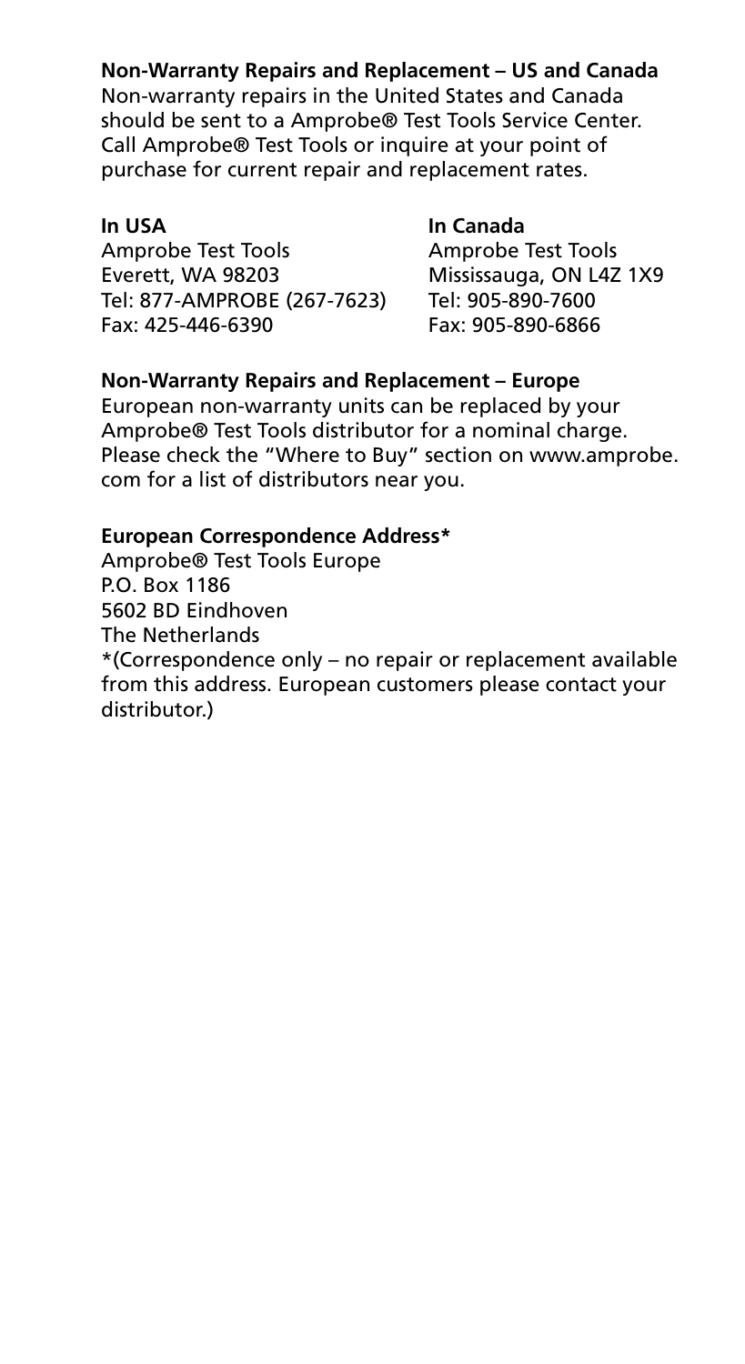**Non-Warranty Repairs and Replacement – US and Canada**

Non-warranty repairs in the United States and Canada should be sent to a Amprobe® Test Tools Service Center. Call Amprobe® Test Tools or inquire at your point of purchase for current repair and replacement rates.

**In USA**
Amprobe Test Tools
Everett, WA 98203
Tel: 877-AMPROBE (267-7623)
Fax: 425-446-6390

**In Canada**
Amprobe Test Tools
Mississauga, ON L4Z 1X9
Tel: 905-890-7600
Fax: 905-890-6866

**Non-Warranty Repairs and Replacement – Europe**

European non-warranty units can be replaced by your Amprobe® Test Tools distributor for a nominal charge. Please check the "Where to Buy" section on www.amprobe.com for a list of distributors near you.

**European Correspondence Address***

Amprobe® Test Tools Europe
P.O. Box 1186
5602 BD Eindhoven
The Netherlands

*(Correspondence only – no repair or replacement available from this address. European customers please contact your distributor.)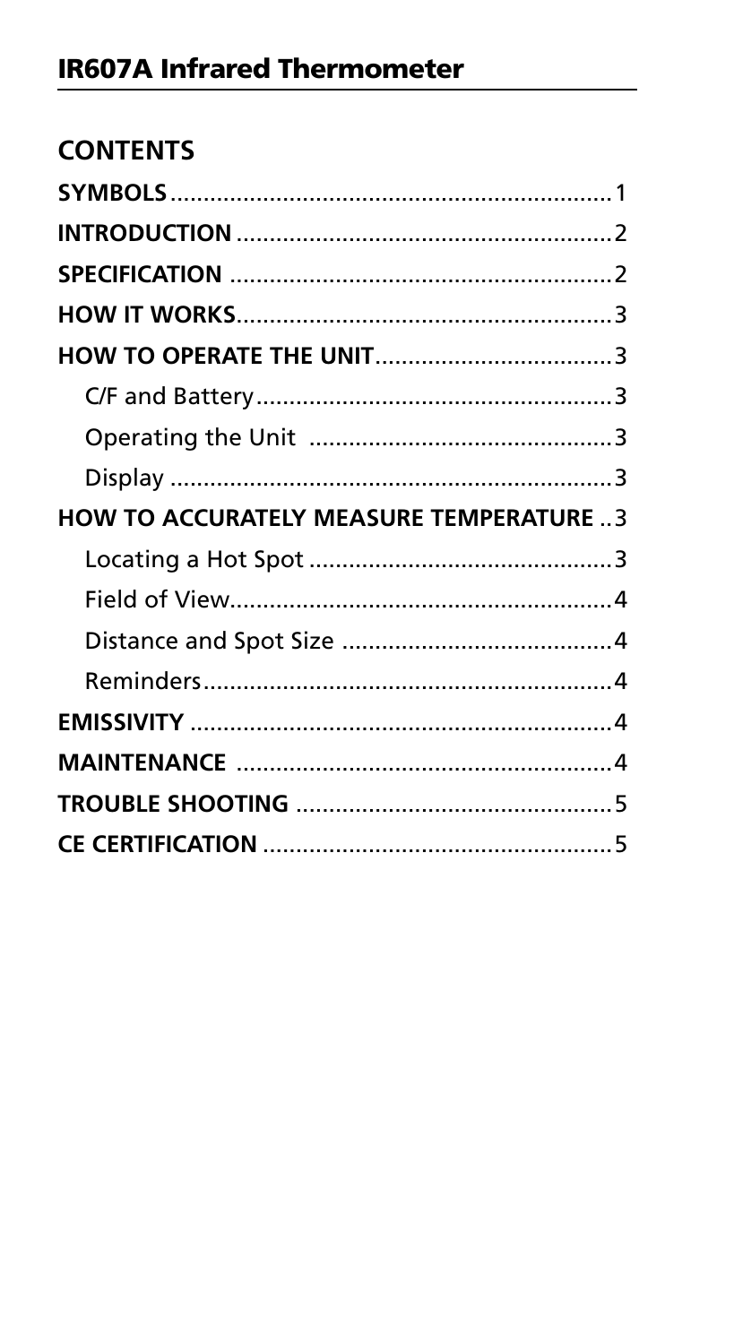## IR607A Infrared Thermometer

### CONTENTS

**SYMBOLS** .................................................................. 1
**INTRODUCTION** ......................................................... 2
**SPECIFICATION** .......................................................... 2
**HOW IT WORKS** ........................................................ 3
**HOW TO OPERATE THE UNIT** .................................... 3
  C/F and Battery ..................................................... 3
  Operating the Unit ................................................. 3
  Display .................................................................. 3
**HOW TO ACCURATELY MEASURE TEMPERATURE** .. 3
  Locating a Hot Spot .............................................. 3
  Field of View ......................................................... 4
  Distance and Spot Size ........................................ 4
  Reminders .............................................................. 4
**EMISSIVITY** ................................................................ 4
**MAINTENANCE** ........................................................ 4
**TROUBLE SHOOTING** ............................................... 5
**CE CERTIFICATION** .................................................... 5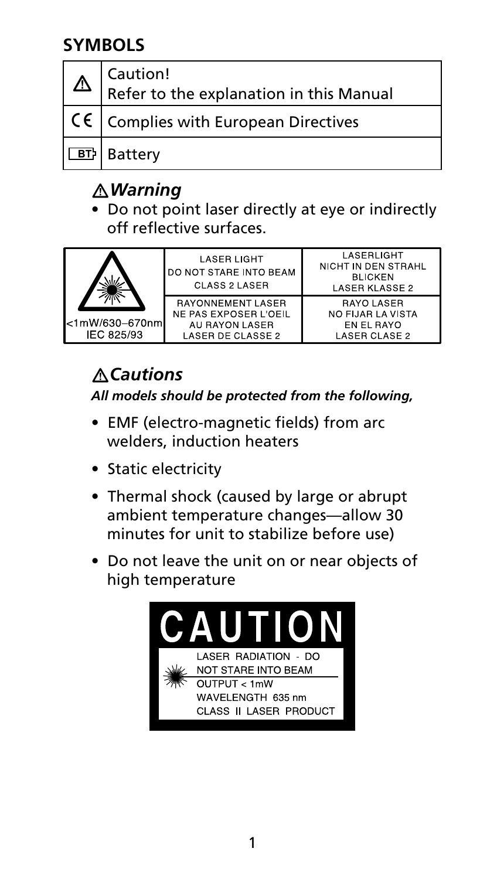## SYMBOLS

| | |
|---|---|
| ⚠ | Caution! Refer to the explanation in this Manual |
| CE | Complies with European Directives |
| BT | Battery |

### ⚠ *Warning*

- Do not point laser directly at eye or indirectly off reflective surfaces.

| | | |
|---|---|---|
| <1mW/630–670nm IEC 825/93 | LASER LIGHT DO NOT STARE INTO BEAM CLASS 2 LASER | LASERLIGHT NICHT IN DEN STRAHL BLICKEN LASER KLASSE 2 |
| | RAYONNEMENT LASER NE PAS EXPOSER L'OEIL AU RAYON LASER LASER DE CLASSE 2 | RAYO LASER NO FIJAR LA VISTA EN EL RAYO LASER CLASE 2 |

### ⚠ *Cautions*

***All models should be protected from the following,***

- EMF (electro-magnetic fields) from arc welders, induction heaters
- Static electricity
- Thermal shock (caused by large or abrupt ambient temperature changes—allow 30 minutes for unit to stabilize before use)
- Do not leave the unit on or near objects of high temperature

**CAUTION**

LASER RADIATION - DO NOT STARE INTO BEAM
OUTPUT < 1mW
WAVELENGTH 635 nm
CLASS II LASER PRODUCT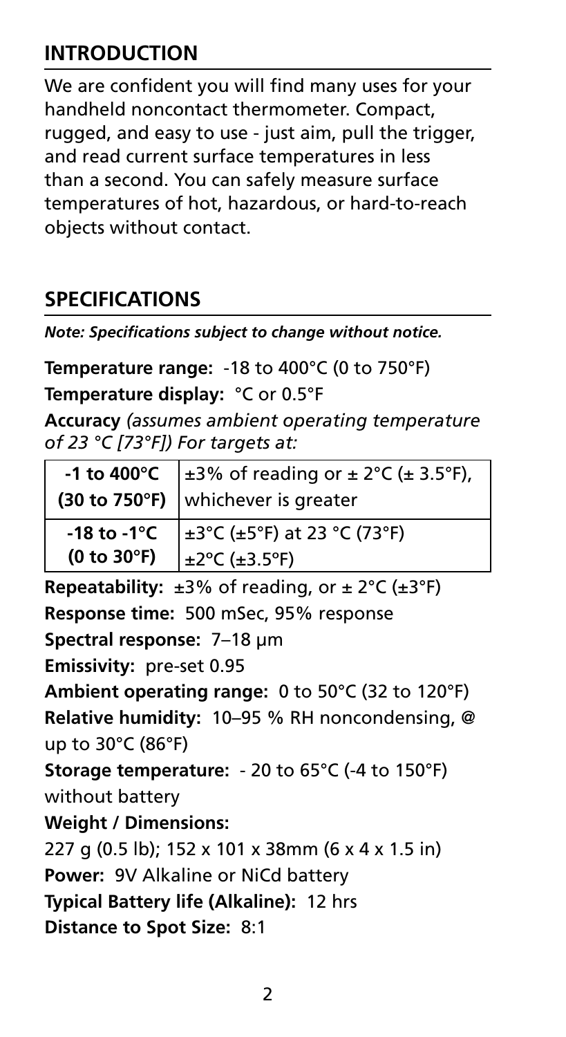## INTRODUCTION

We are confident you will find many uses for your handheld noncontact thermometer. Compact, rugged, and easy to use - just aim, pull the trigger, and read current surface temperatures in less than a second. You can safely measure surface temperatures of hot, hazardous, or hard-to-reach objects without contact.

## SPECIFICATIONS

***Note: Specifications subject to change without notice.***

**Temperature range:** -18 to 400°C (0 to 750°F)

**Temperature display:** °C or 0.5°F

**Accuracy** *(assumes ambient operating temperature of 23 °C [73°F]) For targets at:*

| | |
|---|---|
| **-1 to 400°C (30 to 750°F)** | ±3% of reading or ± 2°C (± 3.5°F), whichever is greater |
| **-18 to -1°C (0 to 30°F)** | ±3°C (±5°F) at 23 °C (73°F) ±2°C (±3.5°F) |

**Repeatability:** ±3% of reading, or ± 2°C (±3°F)

**Response time:** 500 mSec, 95% response

**Spectral response:** 7–18 µm

**Emissivity:** pre-set 0.95

**Ambient operating range:** 0 to 50°C (32 to 120°F)

**Relative humidity:** 10–95 % RH noncondensing, @ up to 30°C (86°F)

**Storage temperature:** - 20 to 65°C (-4 to 150°F) without battery

**Weight / Dimensions:**
227 g (0.5 lb); 152 x 101 x 38mm (6 x 4 x 1.5 in)

**Power:** 9V Alkaline or NiCd battery

**Typical Battery life (Alkaline):** 12 hrs

**Distance to Spot Size:** 8:1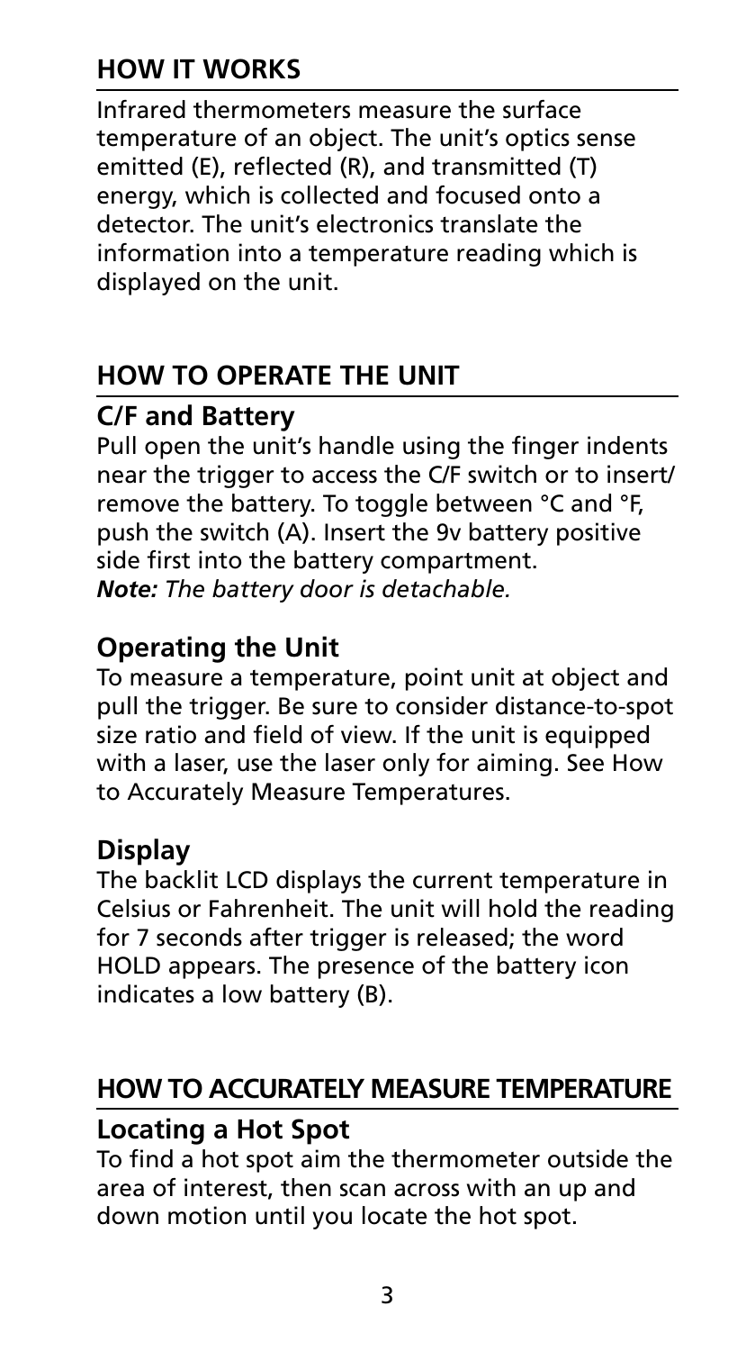## HOW IT WORKS

Infrared thermometers measure the surface temperature of an object. The unit's optics sense emitted (E), reflected (R), and transmitted (T) energy, which is collected and focused onto a detector. The unit's electronics translate the information into a temperature reading which is displayed on the unit.

## HOW TO OPERATE THE UNIT

### C/F and Battery

Pull open the unit's handle using the finger indents near the trigger to access the C/F switch or to insert/remove the battery. To toggle between °C and °F, push the switch (A). Insert the 9v battery positive side first into the battery compartment.
***Note:*** *The battery door is detachable.*

### Operating the Unit

To measure a temperature, point unit at object and pull the trigger. Be sure to consider distance-to-spot size ratio and field of view. If the unit is equipped with a laser, use the laser only for aiming. See How to Accurately Measure Temperatures.

### Display

The backlit LCD displays the current temperature in Celsius or Fahrenheit. The unit will hold the reading for 7 seconds after trigger is released; the word HOLD appears. The presence of the battery icon indicates a low battery (B).

## HOW TO ACCURATELY MEASURE TEMPERATURE

### Locating a Hot Spot

To find a hot spot aim the thermometer outside the area of interest, then scan across with an up and down motion until you locate the hot spot.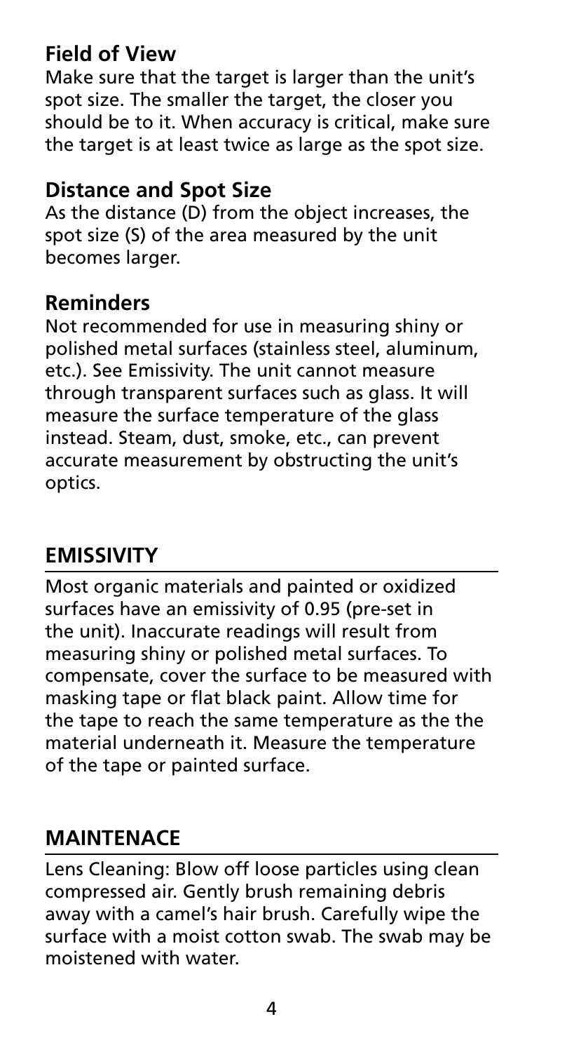### Field of View

Make sure that the target is larger than the unit's spot size. The smaller the target, the closer you should be to it. When accuracy is critical, make sure the target is at least twice as large as the spot size.

### Distance and Spot Size

As the distance (D) from the object increases, the spot size (S) of the area measured by the unit becomes larger.

### Reminders

Not recommended for use in measuring shiny or polished metal surfaces (stainless steel, aluminum, etc.). See Emissivity. The unit cannot measure through transparent surfaces such as glass. It will measure the surface temperature of the glass instead. Steam, dust, smoke, etc., can prevent accurate measurement by obstructing the unit's optics.

## EMISSIVITY

Most organic materials and painted or oxidized surfaces have an emissivity of 0.95 (pre-set in the unit). Inaccurate readings will result from measuring shiny or polished metal surfaces. To compensate, cover the surface to be measured with masking tape or flat black paint. Allow time for the tape to reach the same temperature as the the material underneath it. Measure the temperature of the tape or painted surface.

## MAINTENACE

Lens Cleaning: Blow off loose particles using clean compressed air. Gently brush remaining debris away with a camel's hair brush. Carefully wipe the surface with a moist cotton swab. The swab may be moistened with water.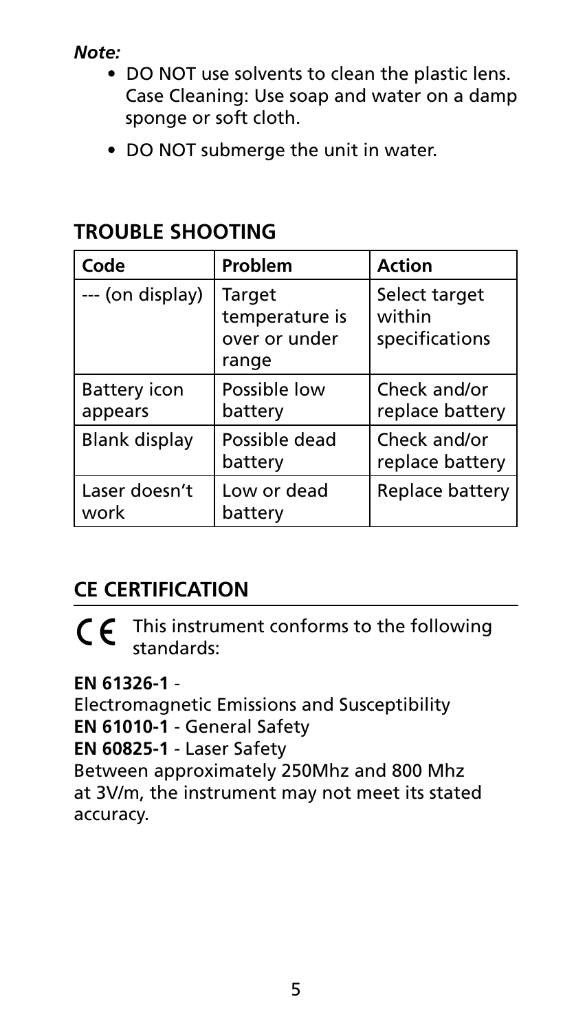***Note:***

- DO NOT use solvents to clean the plastic lens. Case Cleaning: Use soap and water on a damp sponge or soft cloth.
- DO NOT submerge the unit in water.

## TROUBLE SHOOTING

| Code | Problem | Action |
| --- | --- | --- |
| --- (on display) | Target temperature is over or under range | Select target within specifications |
| Battery icon appears | Possible low battery | Check and/or replace battery |
| Blank display | Possible dead battery | Check and/or replace battery |
| Laser doesn't work | Low or dead battery | Replace battery |

## CE CERTIFICATION

CE This instrument conforms to the following standards:

**EN 61326-1** -
Electromagnetic Emissions and Susceptibility
**EN 61010-1** - General Safety
**EN 60825-1** - Laser Safety
Between approximately 250Mhz and 800 Mhz at 3V/m, the instrument may not meet its stated accuracy.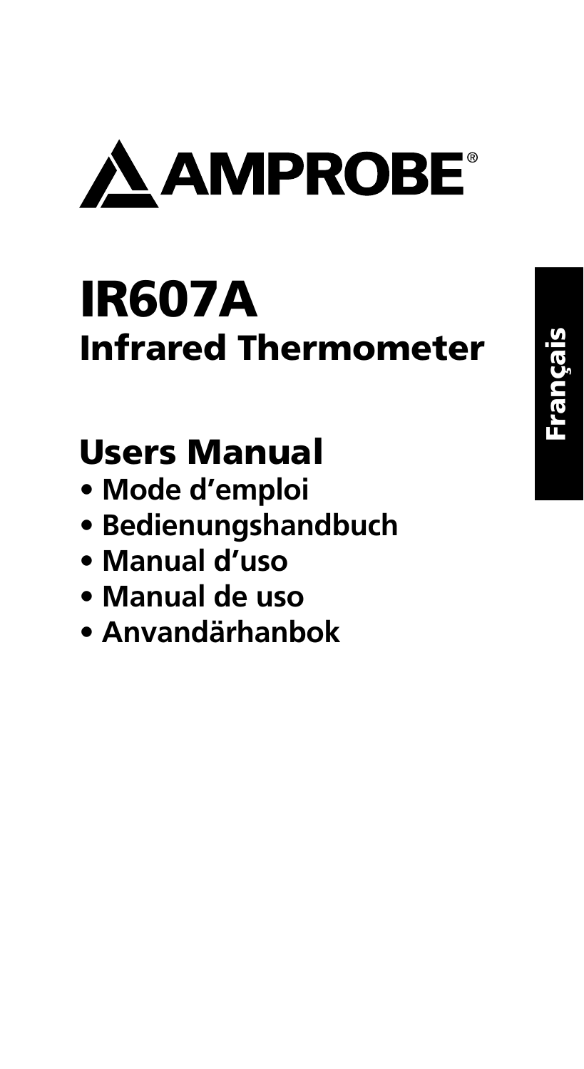# AMPROBE®

# IR607A
## Infrared Thermometer

## Users Manual

- **Mode d'emploi**
- **Bedienungshandbuch**
- **Manual d'uso**
- **Manual de uso**
- **Anvandärhanbok**

**Français**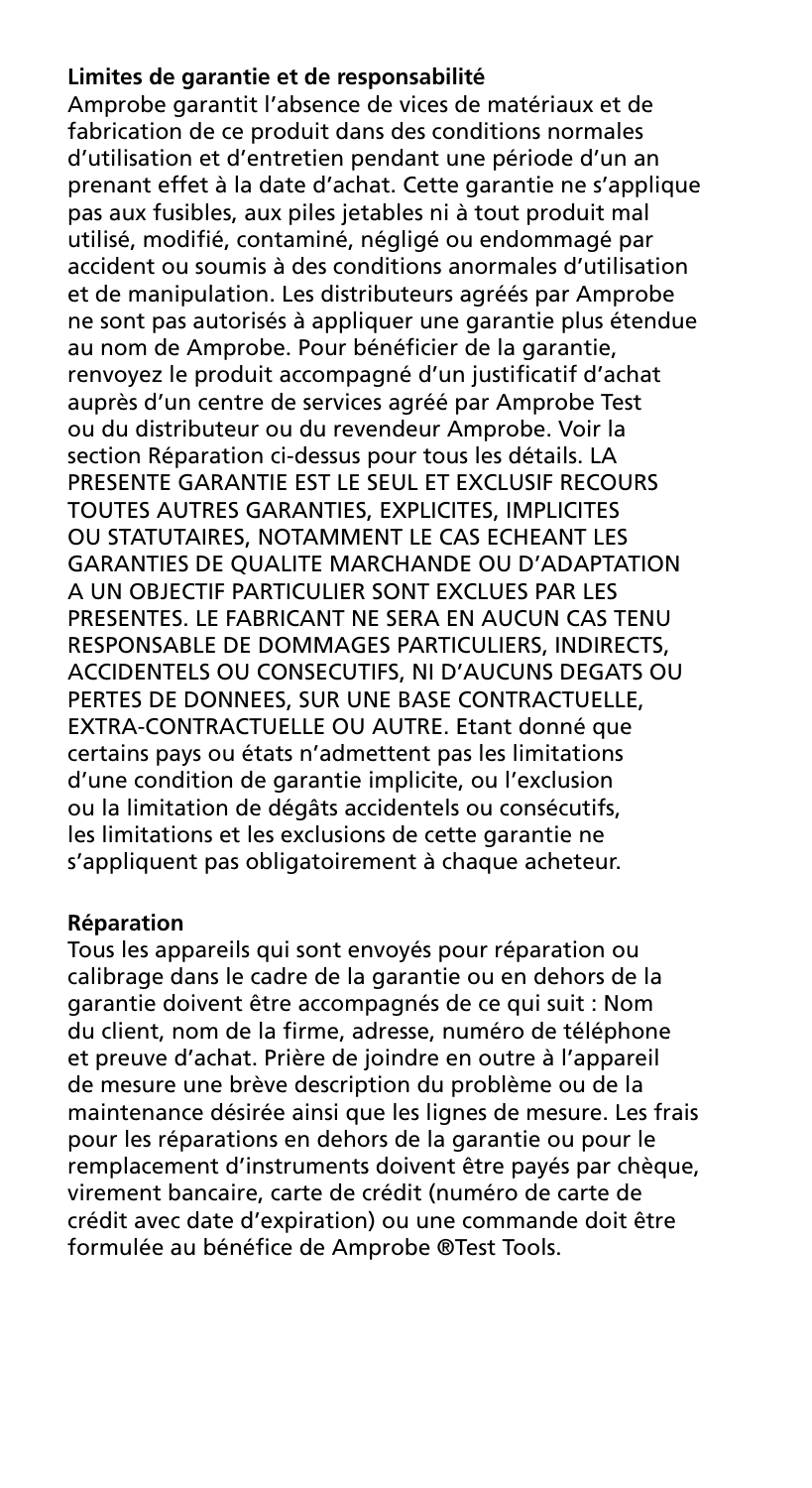**Limites de garantie et de responsabilité**

Amprobe garantit l'absence de vices de matériaux et de fabrication de ce produit dans des conditions normales d'utilisation et d'entretien pendant une période d'un an prenant effet à la date d'achat. Cette garantie ne s'applique pas aux fusibles, aux piles jetables ni à tout produit mal utilisé, modifié, contaminé, négligé ou endommagé par accident ou soumis à des conditions anormales d'utilisation et de manipulation. Les distributeurs agréés par Amprobe ne sont pas autorisés à appliquer une garantie plus étendue au nom de Amprobe. Pour bénéficier de la garantie, renvoyez le produit accompagné d'un justificatif d'achat auprès d'un centre de services agréé par Amprobe Test ou du distributeur ou du revendeur Amprobe. Voir la section Réparation ci-dessus pour tous les détails. LA PRESENTE GARANTIE EST LE SEUL ET EXCLUSIF RECOURS TOUTES AUTRES GARANTIES, EXPLICITES, IMPLICITES OU STATUTAIRES, NOTAMMENT LE CAS ECHEANT LES GARANTIES DE QUALITE MARCHANDE OU D'ADAPTATION A UN OBJECTIF PARTICULIER SONT EXCLUES PAR LES PRESENTES. LE FABRICANT NE SERA EN AUCUN CAS TENU RESPONSABLE DE DOMMAGES PARTICULIERS, INDIRECTS, ACCIDENTELS OU CONSECUTIFS, NI D'AUCUNS DEGATS OU PERTES DE DONNEES, SUR UNE BASE CONTRACTUELLE, EXTRA-CONTRACTUELLE OU AUTRE. Etant donné que certains pays ou états n'admettent pas les limitations d'une condition de garantie implicite, ou l'exclusion ou la limitation de dégâts accidentels ou consécutifs, les limitations et les exclusions de cette garantie ne s'appliquent pas obligatoirement à chaque acheteur.

**Réparation**

Tous les appareils qui sont envoyés pour réparation ou calibrage dans le cadre de la garantie ou en dehors de la garantie doivent être accompagnés de ce qui suit : Nom du client, nom de la firme, adresse, numéro de téléphone et preuve d'achat. Prière de joindre en outre à l'appareil de mesure une brève description du problème ou de la maintenance désirée ainsi que les lignes de mesure. Les frais pour les réparations en dehors de la garantie ou pour le remplacement d'instruments doivent être payés par chèque, virement bancaire, carte de crédit (numéro de carte de crédit avec date d'expiration) ou une commande doit être formulée au bénéfice de Amprobe ®Test Tools.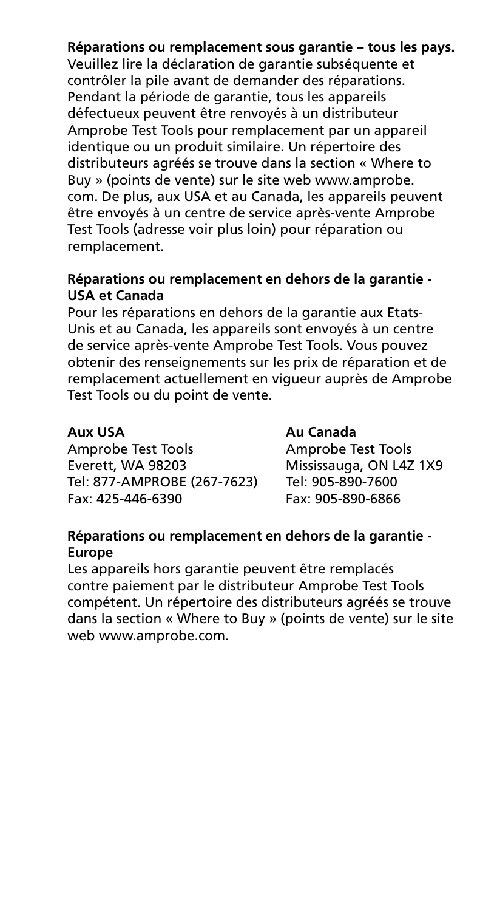**Réparations ou remplacement sous garantie – tous les pays.**
Veuillez lire la déclaration de garantie subséquente et contrôler la pile avant de demander des réparations. Pendant la période de garantie, tous les appareils défectueux peuvent être renvoyés à un distributeur Amprobe Test Tools pour remplacement par un appareil identique ou un produit similaire. Un répertoire des distributeurs agréés se trouve dans la section « Where to Buy » (points de vente) sur le site web www.amprobe.com. De plus, aux USA et au Canada, les appareils peuvent être envoyés à un centre de service après-vente Amprobe Test Tools (adresse voir plus loin) pour réparation ou remplacement.

**Réparations ou remplacement en dehors de la garantie - USA et Canada**
Pour les réparations en dehors de la garantie aux Etats-Unis et au Canada, les appareils sont envoyés à un centre de service après-vente Amprobe Test Tools. Vous pouvez obtenir des renseignements sur les prix de réparation et de remplacement actuellement en vigueur auprès de Amprobe Test Tools ou du point de vente.

**Aux USA**
Amprobe Test Tools
Everett, WA 98203
Tel: 877-AMPROBE (267-7623)
Fax: 425-446-6390

**Au Canada**
Amprobe Test Tools
Mississauga, ON L4Z 1X9
Tel: 905-890-7600
Fax: 905-890-6866

**Réparations ou remplacement en dehors de la garantie - Europe**
Les appareils hors garantie peuvent être remplacés contre paiement par le distributeur Amprobe Test Tools compétent. Un répertoire des distributeurs agréés se trouve dans la section « Where to Buy » (points de vente) sur le site web www.amprobe.com.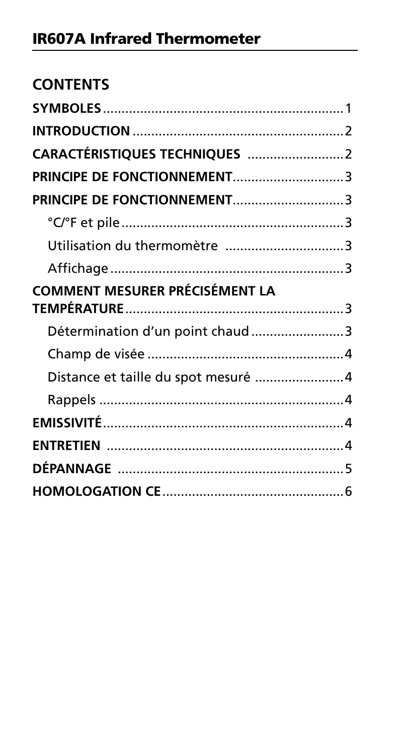## IR607A Infrared Thermometer

### CONTENTS

**SYMBOLES** .......... 1

**INTRODUCTION** .......... 2

**CARACTÉRISTIQUES TECHNIQUES** .......... 2

**PRINCIPE DE FONCTIONNEMENT** .......... 3

**PRINCIPE DE FONCTIONNEMENT** .......... 3

- °C/°F et pile .......... 3
- Utilisation du thermomètre .......... 3
- Affichage .......... 3

**COMMENT MESURER PRÉCISÉMENT LA TEMPÉRATURE** .......... 3

- Détermination d'un point chaud .......... 3
- Champ de visée .......... 4
- Distance et taille du spot mesuré .......... 4
- Rappels .......... 4

**EMISSIVITÉ** .......... 4

**ENTRETIEN** .......... 4

**DÉPANNAGE** .......... 5

**HOMOLOGATION CE** .......... 6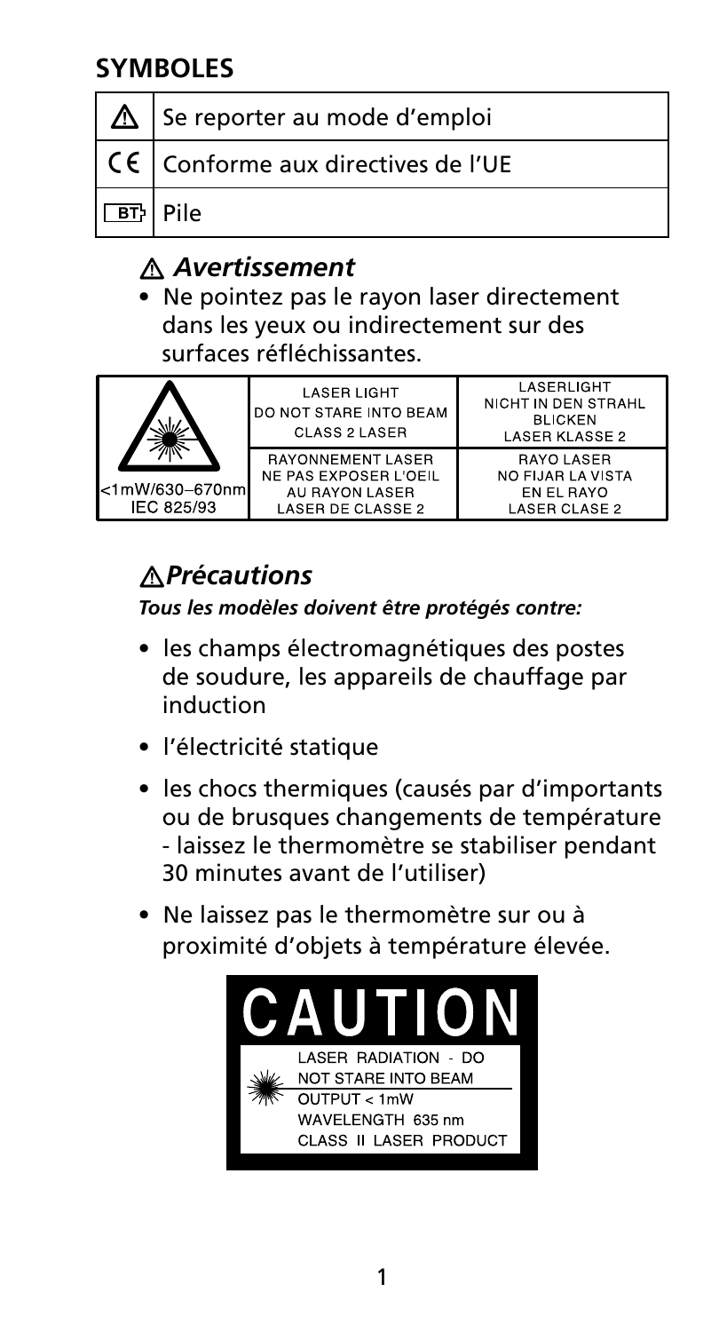## SYMBOLES

| | |
|---|---|
| ⚠ | Se reporter au mode d'emploi |
| CE | Conforme aux directives de l'UE |
| BT | Pile |

### ⚠ *Avertissement*

- Ne pointez pas le rayon laser directement dans les yeux ou indirectement sur des surfaces réfléchissantes.

| | | |
|---|---|---|
| <1mW/630–670nm IEC 825/93 | LASER LIGHT DO NOT STARE INTO BEAM CLASS 2 LASER | LASERLIGHT NICHT IN DEN STRAHL BLICKEN LASER KLASSE 2 |
| | RAYONNEMENT LASER NE PAS EXPOSER L'OEIL AU RAYON LASER LASER DE CLASSE 2 | RAYO LASER NO FIJAR LA VISTA EN EL RAYO LASER CLASE 2 |

### ⚠*Précautions*

***Tous les modèles doivent être protégés contre:***

- les champs électromagnétiques des postes de soudure, les appareils de chauffage par induction
- l'électricité statique
- les chocs thermiques (causés par d'importants ou de brusques changements de température - laissez le thermomètre se stabiliser pendant 30 minutes avant de l'utiliser)
- Ne laissez pas le thermomètre sur ou à proximité d'objets à température élevée.

**CAUTION**

LASER RADIATION - DO NOT STARE INTO BEAM
OUTPUT < 1mW
WAVELENGTH 635 nm
CLASS II LASER PRODUCT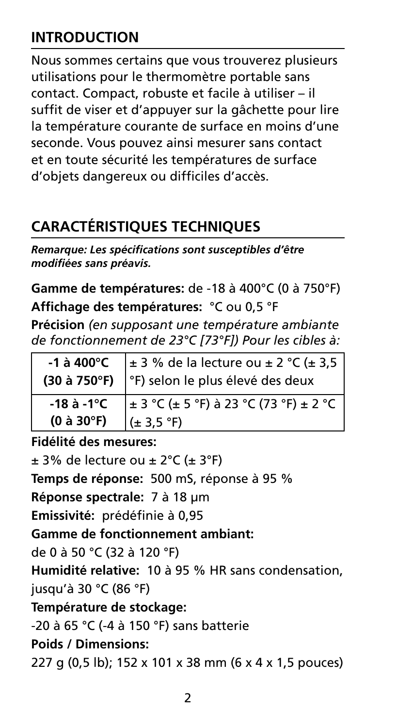## INTRODUCTION

Nous sommes certains que vous trouverez plusieurs utilisations pour le thermomètre portable sans contact. Compact, robuste et facile à utiliser – il suffit de viser et d'appuyer sur la gâchette pour lire la température courante de surface en moins d'une seconde. Vous pouvez ainsi mesurer sans contact et en toute sécurité les températures de surface d'objets dangereux ou difficiles d'accès.

## CARACTÉRISTIQUES TECHNIQUES

***Remarque: Les spécifications sont susceptibles d'être modifiées sans préavis.***

**Gamme de températures:** de -18 à 400°C (0 à 750°F)

**Affichage des températures:** °C ou 0,5 °F

**Précision** *(en supposant une température ambiante de fonctionnement de 23°C [73°F]) Pour les cibles à:*

| | |
|---|---|
| **-1 à 400°C (30 à 750°F)** | ± 3 % de la lecture ou ± 2 °C (± 3,5 °F) selon le plus élevé des deux |
| **-18 à -1°C (0 à 30°F)** | ± 3 °C (± 5 °F) à 23 °C (73 °F) ± 2 °C (± 3,5 °F) |

**Fidélité des mesures:**

± 3% de lecture ou ± 2°C (± 3°F)

**Temps de réponse:** 500 mS, réponse à 95 %

**Réponse spectrale:** 7 à 18 µm

**Emissivité:** prédéfinie à 0,95

**Gamme de fonctionnement ambiant:**

de 0 à 50 °C (32 à 120 °F)

**Humidité relative:** 10 à 95 % HR sans condensation, jusqu'à 30 °C (86 °F)

**Température de stockage:**

-20 à 65 °C (-4 à 150 °F) sans batterie

**Poids / Dimensions:**

227 g (0,5 lb); 152 x 101 x 38 mm (6 x 4 x 1,5 pouces)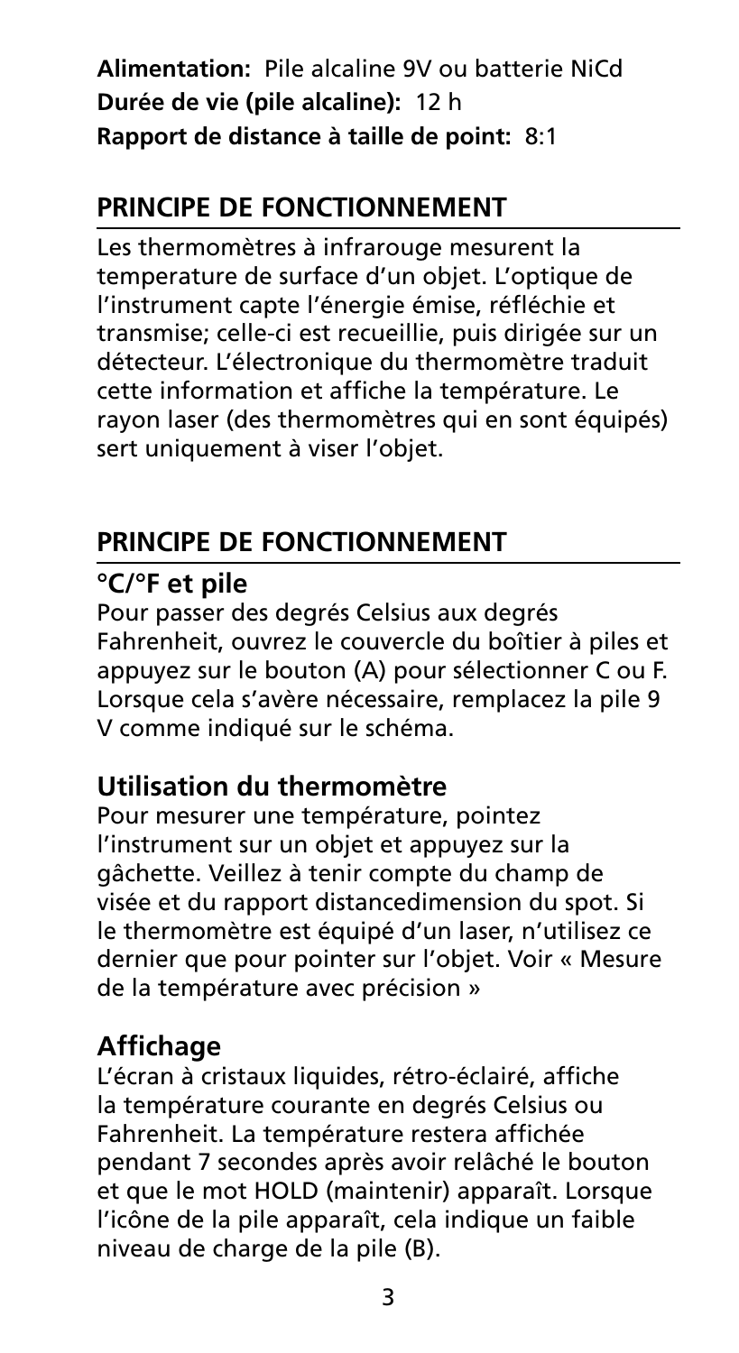**Alimentation:** Pile alcaline 9V ou batterie NiCd
**Durée de vie (pile alcaline):** 12 h
**Rapport de distance à taille de point:** 8:1

## PRINCIPE DE FONCTIONNEMENT

Les thermomètres à infrarouge mesurent la temperature de surface d'un objet. L'optique de l'instrument capte l'énergie émise, réfléchie et transmise; celle-ci est recueillie, puis dirigée sur un détecteur. L'électronique du thermomètre traduit cette information et affiche la température. Le rayon laser (des thermomètres qui en sont équipés) sert uniquement à viser l'objet.

## PRINCIPE DE FONCTIONNEMENT

### °C/°F et pile

Pour passer des degrés Celsius aux degrés Fahrenheit, ouvrez le couvercle du boîtier à piles et appuyez sur le bouton (A) pour sélectionner C ou F. Lorsque cela s'avère nécessaire, remplacez la pile 9 V comme indiqué sur le schéma.

### Utilisation du thermomètre

Pour mesurer une température, pointez l'instrument sur un objet et appuyez sur la gâchette. Veillez à tenir compte du champ de visée et du rapport distancedimension du spot. Si le thermomètre est équipé d'un laser, n'utilisez ce dernier que pour pointer sur l'objet. Voir « Mesure de la température avec précision »

### Affichage

L'écran à cristaux liquides, rétro-éclairé, affiche la température courante en degrés Celsius ou Fahrenheit. La température restera affichée pendant 7 secondes après avoir relâché le bouton et que le mot HOLD (maintenir) apparaît. Lorsque l'icône de la pile apparaît, cela indique un faible niveau de charge de la pile (B).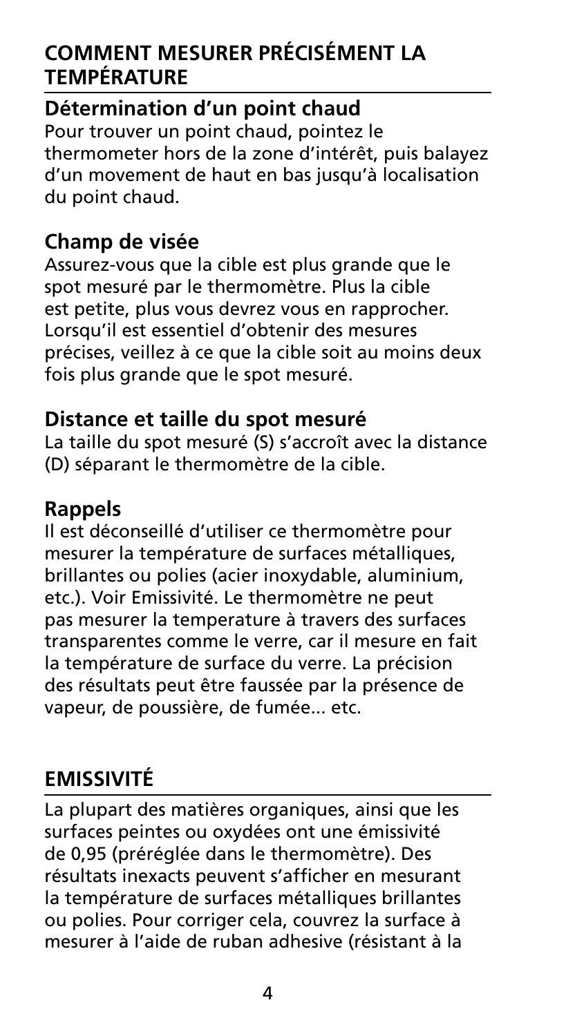## COMMENT MESURER PRÉCISÉMENT LA TEMPÉRATURE

### Détermination d'un point chaud

Pour trouver un point chaud, pointez le thermometer hors de la zone d'intérêt, puis balayez d'un movement de haut en bas jusqu'à localisation du point chaud.

### Champ de visée

Assurez-vous que la cible est plus grande que le spot mesuré par le thermomètre. Plus la cible est petite, plus vous devrez vous en rapprocher. Lorsqu'il est essentiel d'obtenir des mesures précises, veillez à ce que la cible soit au moins deux fois plus grande que le spot mesuré.

### Distance et taille du spot mesuré

La taille du spot mesuré (S) s'accroît avec la distance (D) séparant le thermomètre de la cible.

### Rappels

Il est déconseillé d'utiliser ce thermomètre pour mesurer la température de surfaces métalliques, brillantes ou polies (acier inoxydable, aluminium, etc.). Voir Emissivité. Le thermomètre ne peut pas mesurer la temperature à travers des surfaces transparentes comme le verre, car il mesure en fait la température de surface du verre. La précision des résultats peut être faussée par la présence de vapeur, de poussière, de fumée... etc.

## EMISSIVITÉ

La plupart des matières organiques, ainsi que les surfaces peintes ou oxydées ont une émissivité de 0,95 (préréglée dans le thermomètre). Des résultats inexacts peuvent s'afficher en mesurant la température de surfaces métalliques brillantes ou polies. Pour corriger cela, couvrez la surface à mesurer à l'aide de ruban adhesive (résistant à la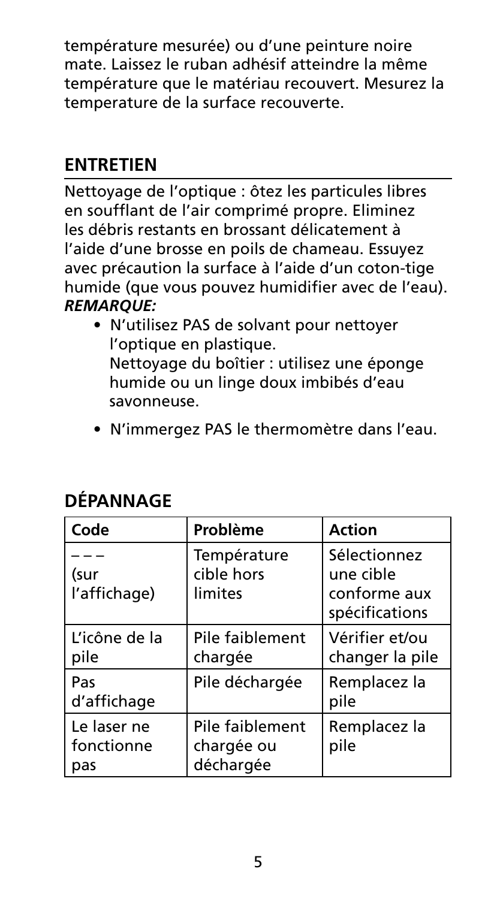température mesurée) ou d'une peinture noire mate. Laissez le ruban adhésif atteindre la même température que le matériau recouvert. Mesurez la temperature de la surface recouverte.

## ENTRETIEN

Nettoyage de l'optique : ôtez les particules libres en soufflant de l'air comprimé propre. Eliminez les débris restants en brossant délicatement à l'aide d'une brosse en poils de chameau. Essuyez avec précaution la surface à l'aide d'un coton-tige humide (que vous pouvez humidifier avec de l'eau).

***REMARQUE:***

- N'utilisez PAS de solvant pour nettoyer l'optique en plastique.
  Nettoyage du boîtier : utilisez une éponge humide ou un linge doux imbibés d'eau savonneuse.
- N'immergez PAS le thermomètre dans l'eau.

## DÉPANNAGE

| Code | Problème | Action |
|---|---|---|
| – – – (sur l'affichage) | Température cible hors limites | Sélectionnez une cible conforme aux spécifications |
| L'icône de la pile | Pile faiblement chargée | Vérifier et/ou changer la pile |
| Pas d'affichage | Pile déchargée | Remplacez la pile |
| Le laser ne fonctionne pas | Pile faiblement chargée ou déchargée | Remplacez la pile |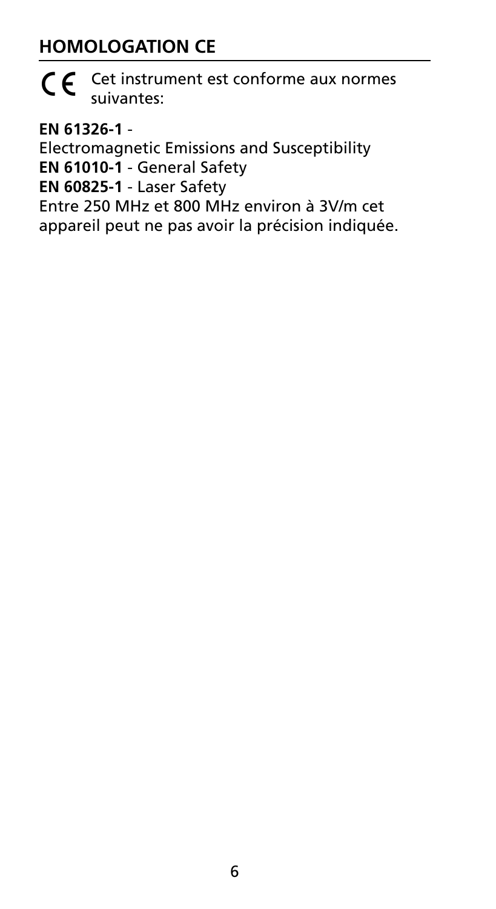## HOMOLOGATION CE

CE Cet instrument est conforme aux normes suivantes:

**EN 61326-1** -
Electromagnetic Emissions and Susceptibility
**EN 61010-1** - General Safety
**EN 60825-1** - Laser Safety
Entre 250 MHz et 800 MHz environ à 3V/m cet appareil peut ne pas avoir la précision indiquée.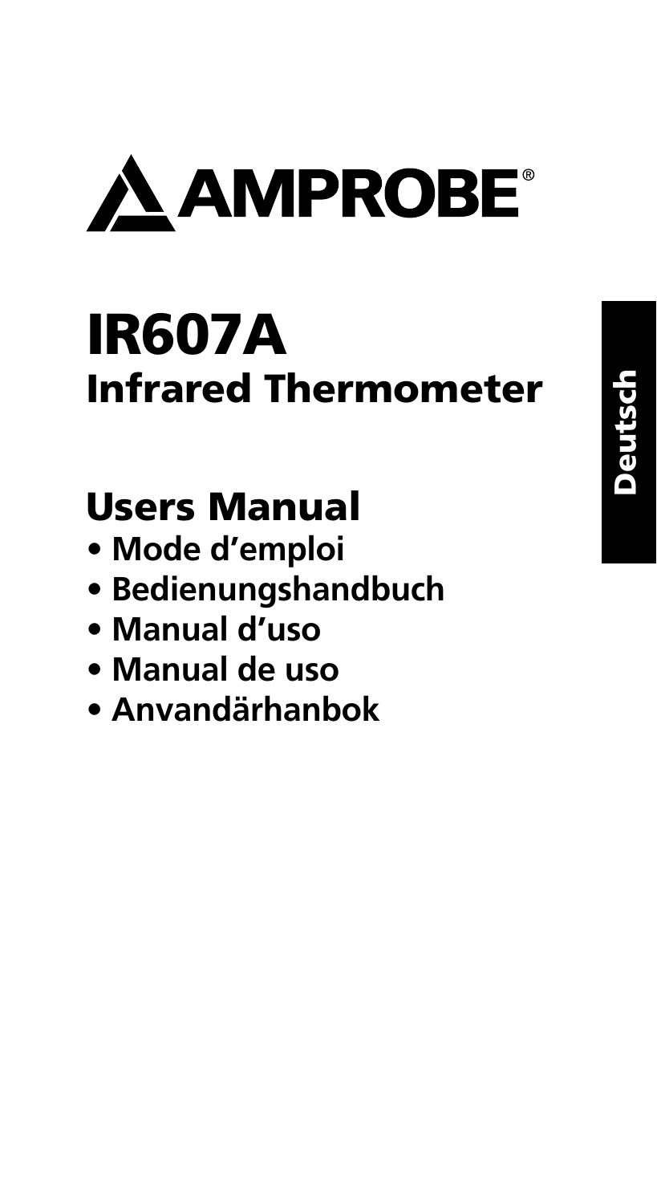# AMPROBE®

# IR607A

## Infrared Thermometer

## Users Manual

- **Mode d'emploi**
- **Bedienungshandbuch**
- **Manual d'uso**
- **Manual de uso**
- **Anvandärhanbok**

**Deutsch**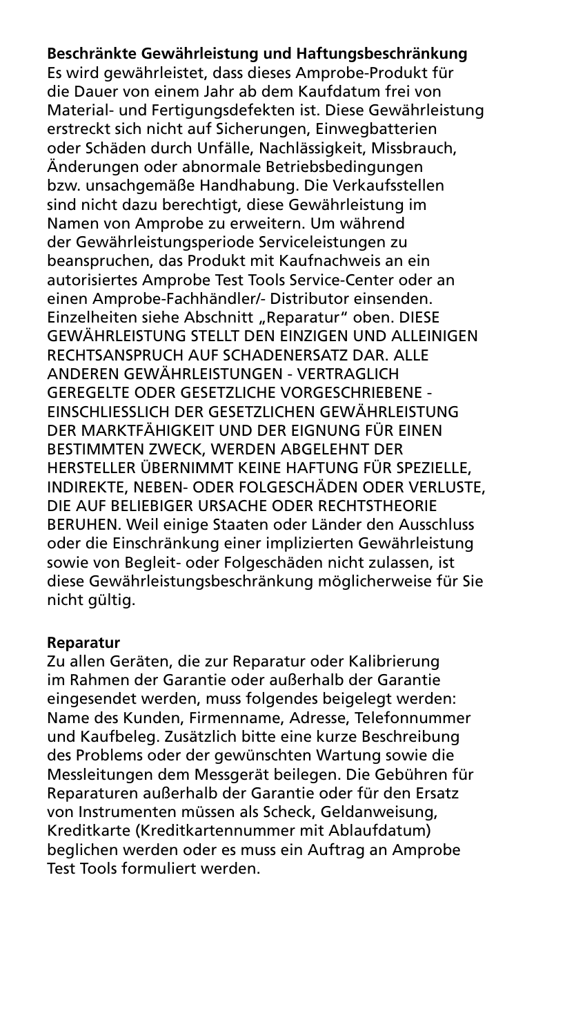**Beschränkte Gewährleistung und Haftungsbeschränkung**

Es wird gewährleistet, dass dieses Amprobe-Produkt für die Dauer von einem Jahr ab dem Kaufdatum frei von Material- und Fertigungsdefekten ist. Diese Gewährleistung erstreckt sich nicht auf Sicherungen, Einwegbatterien oder Schäden durch Unfälle, Nachlässigkeit, Missbrauch, Änderungen oder abnormale Betriebsbedingungen bzw. unsachgemäße Handhabung. Die Verkaufsstellen sind nicht dazu berechtigt, diese Gewährleistung im Namen von Amprobe zu erweitern. Um während der Gewährleistungsperiode Serviceleistungen zu beanspruchen, das Produkt mit Kaufnachweis an ein autorisiertes Amprobe Test Tools Service-Center oder an einen Amprobe-Fachhändler/- Distributor einsenden. Einzelheiten siehe Abschnitt „Reparatur" oben. DIESE GEWÄHRLEISTUNG STELLT DEN EINZIGEN UND ALLEINIGEN RECHTSANSPRUCH AUF SCHADENERSATZ DAR. ALLE ANDEREN GEWÄHRLEISTUNGEN - VERTRAGLICH GEREGELTE ODER GESETZLICHE VORGESCHRIEBENE - EINSCHLIESSLICH DER GESETZLICHEN GEWÄHRLEISTUNG DER MARKTFÄHIGKEIT UND DER EIGNUNG FÜR EINEN BESTIMMTEN ZWECK, WERDEN ABGELEHNT DER HERSTELLER ÜBERNIMMT KEINE HAFTUNG FÜR SPEZIELLE, INDIREKTE, NEBEN- ODER FOLGESCHÄDEN ODER VERLUSTE, DIE AUF BELIEBIGER URSACHE ODER RECHTSTHEORIE BERUHEN. Weil einige Staaten oder Länder den Ausschluss oder die Einschränkung einer implizierten Gewährleistung sowie von Begleit- oder Folgeschäden nicht zulassen, ist diese Gewährleistungsbeschränkung möglicherweise für Sie nicht gültig.

**Reparatur**

Zu allen Geräten, die zur Reparatur oder Kalibrierung im Rahmen der Garantie oder außerhalb der Garantie eingesendet werden, muss folgendes beigelegt werden: Name des Kunden, Firmenname, Adresse, Telefonnummer und Kaufbeleg. Zusätzlich bitte eine kurze Beschreibung des Problems oder der gewünschten Wartung sowie die Messleitungen dem Messgerät beilegen. Die Gebühren für Reparaturen außerhalb der Garantie oder für den Ersatz von Instrumenten müssen als Scheck, Geldanweisung, Kreditkarte (Kreditkartennummer mit Ablaufdatum) beglichen werden oder es muss ein Auftrag an Amprobe Test Tools formuliert werden.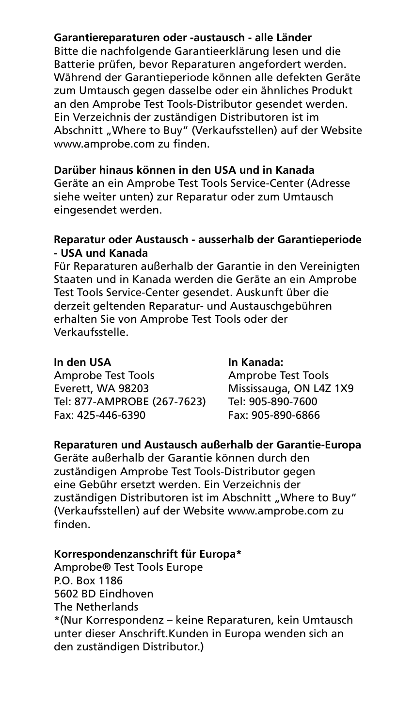**Garantiereparaturen oder -austausch - alle Länder**

Bitte die nachfolgende Garantieerklärung lesen und die Batterie prüfen, bevor Reparaturen angefordert werden. Während der Garantieperiode können alle defekten Geräte zum Umtausch gegen dasselbe oder ein ähnliches Produkt an den Amprobe Test Tools-Distributor gesendet werden. Ein Verzeichnis der zuständigen Distributoren ist im Abschnitt „Where to Buy" (Verkaufsstellen) auf der Website www.amprobe.com zu finden.

**Darüber hinaus können in den USA und in Kanada**

Geräte an ein Amprobe Test Tools Service-Center (Adresse siehe weiter unten) zur Reparatur oder zum Umtausch eingesendet werden.

**Reparatur oder Austausch - ausserhalb der Garantieperiode - USA und Kanada**

Für Reparaturen außerhalb der Garantie in den Vereinigten Staaten und in Kanada werden die Geräte an ein Amprobe Test Tools Service-Center gesendet. Auskunft über die derzeit geltenden Reparatur- und Austauschgebühren erhalten Sie von Amprobe Test Tools oder der Verkaufsstelle.

**In den USA**
Amprobe Test Tools
Everett, WA 98203
Tel: 877-AMPROBE (267-7623)
Fax: 425-446-6390

**In Kanada:**
Amprobe Test Tools
Mississauga, ON L4Z 1X9
Tel: 905-890-7600
Fax: 905-890-6866

**Reparaturen und Austausch außerhalb der Garantie-Europa**

Geräte außerhalb der Garantie können durch den zuständigen Amprobe Test Tools-Distributor gegen eine Gebühr ersetzt werden. Ein Verzeichnis der zuständigen Distributoren ist im Abschnitt „Where to Buy" (Verkaufsstellen) auf der Website www.amprobe.com zu finden.

**Korrespondenzanschrift für Europa***

Amprobe® Test Tools Europe
P.O. Box 1186
5602 BD Eindhoven
The Netherlands
*(Nur Korrespondenz – keine Reparaturen, kein Umtausch unter dieser Anschrift.Kunden in Europa wenden sich an den zuständigen Distributor.)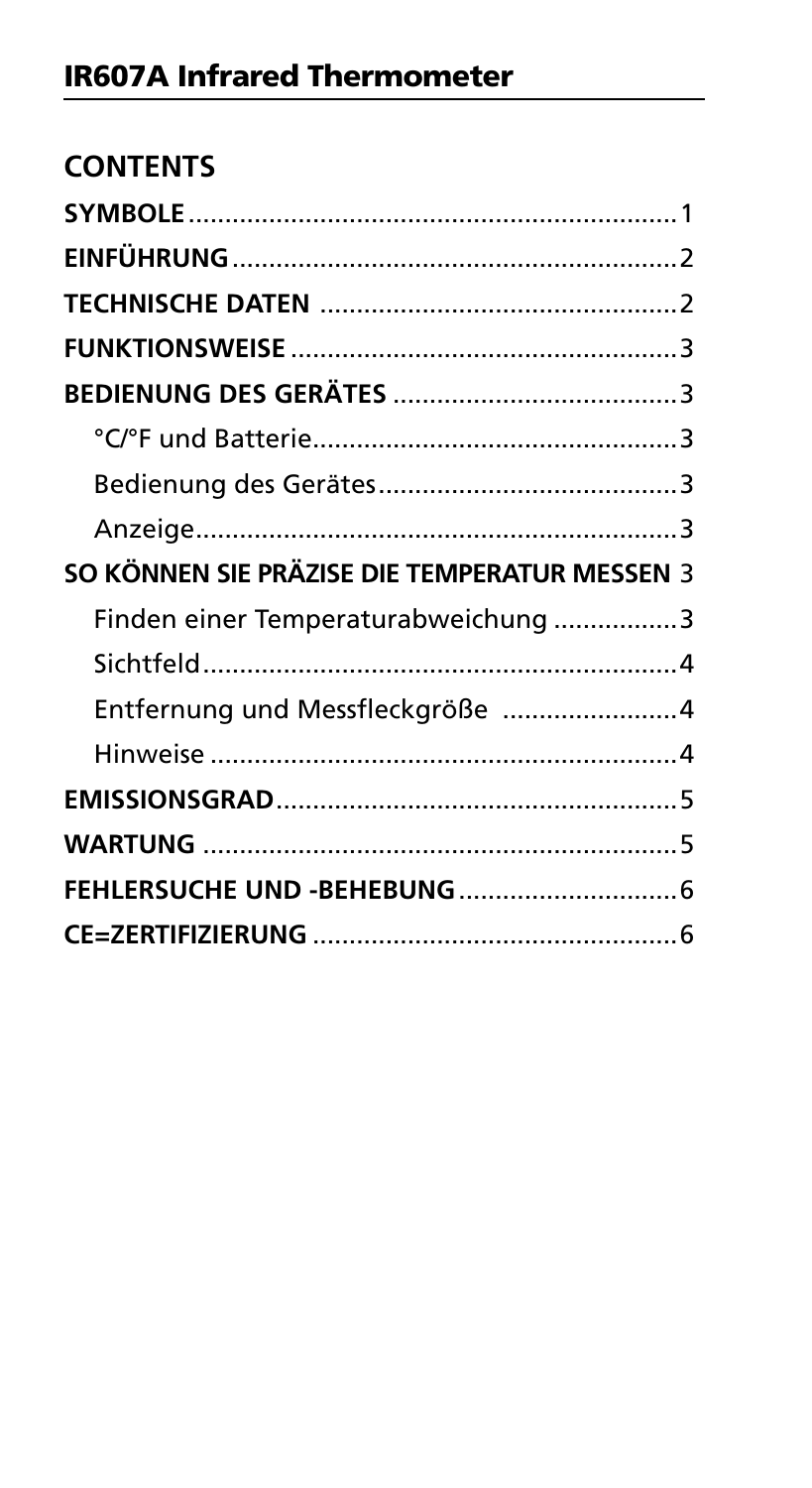# IR607A Infrared Thermometer

## CONTENTS

**SYMBOLE** .... 1
**EINFÜHRUNG** .... 2
**TECHNISCHE DATEN** .... 2
**FUNKTIONSWEISE** .... 3
**BEDIENUNG DES GERÄTES** .... 3
- °C/°F und Batterie .... 3
- Bedienung des Gerätes .... 3
- Anzeige .... 3

**SO KÖNNEN SIE PRÄZISE DIE TEMPERATUR MESSEN** 3
- Finden einer Temperaturabweichung .... 3
- Sichtfeld .... 4
- Entfernung und Messfleckgröße .... 4
- Hinweise .... 4

**EMISSIONSGRAD** .... 5
**WARTUNG** .... 5
**FEHLERSUCHE UND -BEHEBUNG** .... 6
**CE=ZERTIFIZIERUNG** .... 6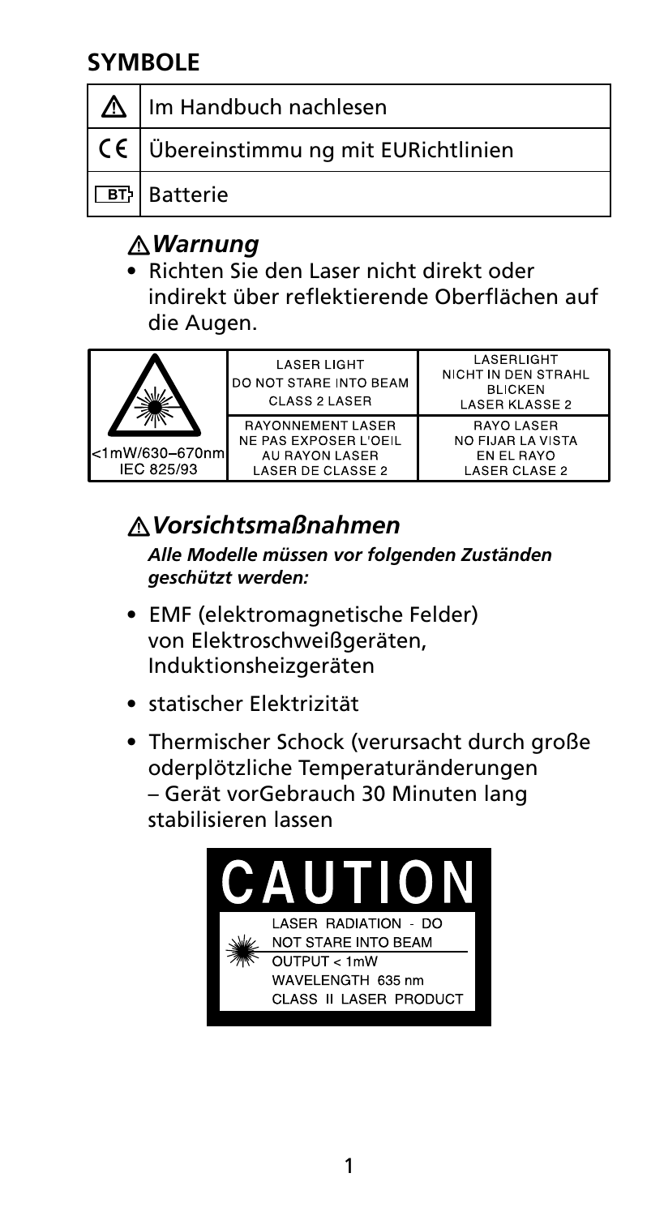## SYMBOLE

| | |
|---|---|
| ⚠ | Im Handbuch nachlesen |
| CE | Übereinstimmu ng mit EURichtlinien |
| BT | Batterie |

### ⚠*Warnung*

- Richten Sie den Laser nicht direkt oder indirekt über reflektierende Oberflächen auf die Augen.

| | | |
|---|---|---|
| <1mW/630–670nm IEC 825/93 | LASER LIGHT DO NOT STARE INTO BEAM CLASS 2 LASER | LASERLIGHT NICHT IN DEN STRAHL BLICKEN LASER KLASSE 2 |
| | RAYONNEMENT LASER NE PAS EXPOSER L'OEIL AU RAYON LASER LASER DE CLASSE 2 | RAYO LASER NO FIJAR LA VISTA EN EL RAYO LASER CLASE 2 |

### ⚠*Vorsichtsmaßnahmen*

***Alle Modelle müssen vor folgenden Zuständen geschützt werden:***

- EMF (elektromagnetische Felder) von Elektroschweißgeräten, Induktionsheizgeräten
- statischer Elektrizität
- Thermischer Schock (verursacht durch große oderplötzliche Temperaturänderungen – Gerät vorGebrauch 30 Minuten lang stabilisieren lassen

**CAUTION**

LASER RADIATION - DO NOT STARE INTO BEAM
OUTPUT < 1mW
WAVELENGTH 635 nm
CLASS II LASER PRODUCT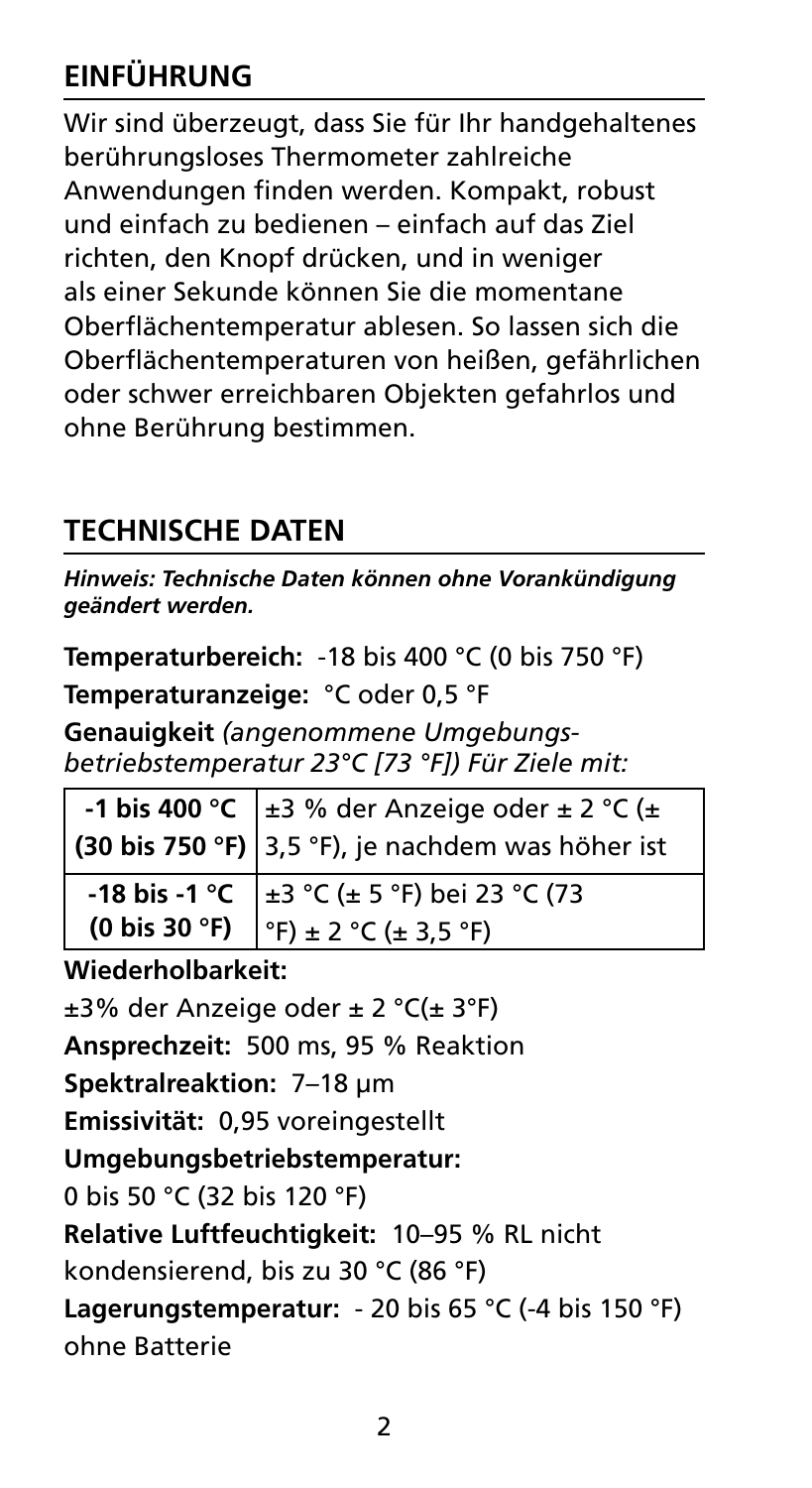## EINFÜHRUNG

Wir sind überzeugt, dass Sie für Ihr handgehaltenes berührungsloses Thermometer zahlreiche Anwendungen finden werden. Kompakt, robust und einfach zu bedienen – einfach auf das Ziel richten, den Knopf drücken, und in weniger als einer Sekunde können Sie die momentane Oberflächentemperatur ablesen. So lassen sich die Oberflächentemperaturen von heißen, gefährlichen oder schwer erreichbaren Objekten gefahrlos und ohne Berührung bestimmen.

## TECHNISCHE DATEN

***Hinweis: Technische Daten können ohne Vorankündigung geändert werden.***

**Temperaturbereich:** -18 bis 400 °C (0 bis 750 °F)

**Temperaturanzeige:** °C oder 0,5 °F

**Genauigkeit** *(angenommene Umgebungs-betriebstemperatur 23°C [73 °F]) Für Ziele mit:*

| | |
|---|---|
| **-1 bis 400 °C (30 bis 750 °F)** | ±3 % der Anzeige oder ± 2 °C (± 3,5 °F), je nachdem was höher ist |
| **-18 bis -1 °C (0 bis 30 °F)** | ±3 °C (± 5 °F) bei 23 °C (73 °F) ± 2 °C (± 3,5 °F) |

**Wiederholbarkeit:**

±3% der Anzeige oder ± 2 °C(± 3°F)

**Ansprechzeit:** 500 ms, 95 % Reaktion

**Spektralreaktion:** 7–18 µm

**Emissivität:** 0,95 voreingestellt

**Umgebungsbetriebstemperatur:**

0 bis 50 °C (32 bis 120 °F)

**Relative Luftfeuchtigkeit:** 10–95 % RL nicht kondensierend, bis zu 30 °C (86 °F)

**Lagerungstemperatur:** - 20 bis 65 °C (-4 bis 150 °F) ohne Batterie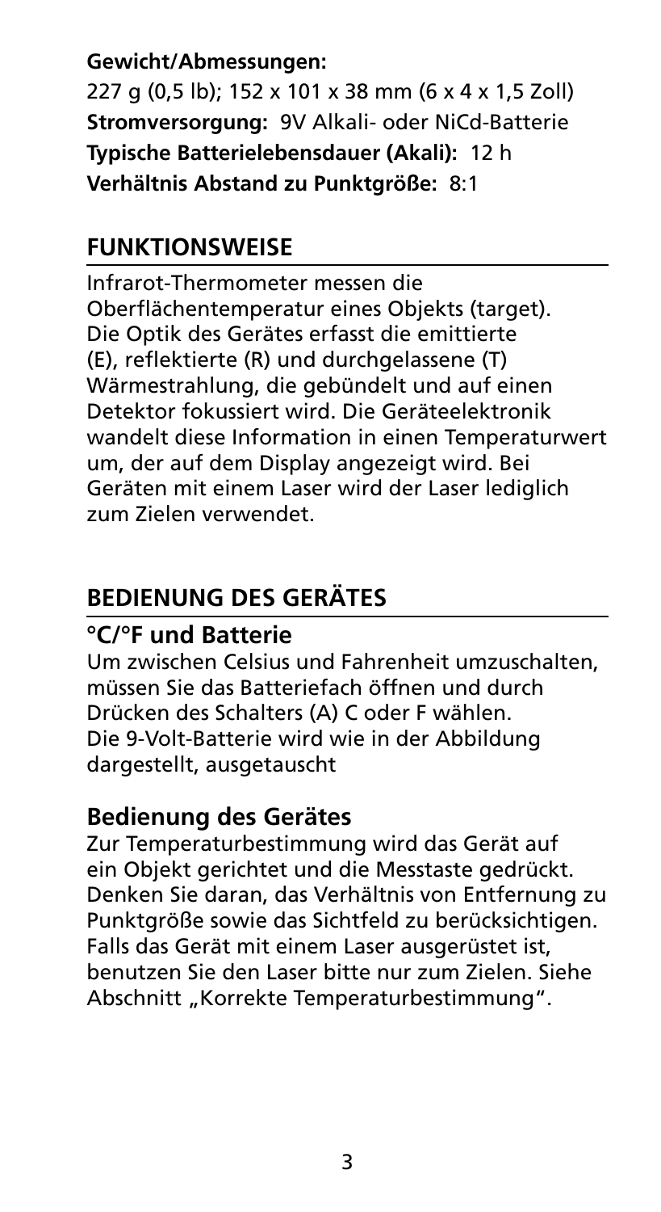**Gewicht/Abmessungen:**
227 g (0,5 lb); 152 x 101 x 38 mm (6 x 4 x 1,5 Zoll)
**Stromversorgung:** 9V Alkali- oder NiCd-Batterie
**Typische Batterielebensdauer (Akali):** 12 h
**Verhältnis Abstand zu Punktgröße:** 8:1

## FUNKTIONSWEISE

Infrarot-Thermometer messen die Oberflächentemperatur eines Objekts (target). Die Optik des Gerätes erfasst die emittierte (E), reflektierte (R) und durchgelassene (T) Wärmestrahlung, die gebündelt und auf einen Detektor fokussiert wird. Die Geräteelektronik wandelt diese Information in einen Temperaturwert um, der auf dem Display angezeigt wird. Bei Geräten mit einem Laser wird der Laser lediglich zum Zielen verwendet.

## BEDIENUNG DES GERÄTES

### °C/°F und Batterie

Um zwischen Celsius und Fahrenheit umzuschalten, müssen Sie das Batteriefach öffnen und durch Drücken des Schalters (A) C oder F wählen. Die 9-Volt-Batterie wird wie in der Abbildung dargestellt, ausgetauscht

### Bedienung des Gerätes

Zur Temperaturbestimmung wird das Gerät auf ein Objekt gerichtet und die Messtaste gedrückt. Denken Sie daran, das Verhältnis von Entfernung zu Punktgröße sowie das Sichtfeld zu berücksichtigen. Falls das Gerät mit einem Laser ausgerüstet ist, benutzen Sie den Laser bitte nur zum Zielen. Siehe Abschnitt „Korrekte Temperaturbestimmung".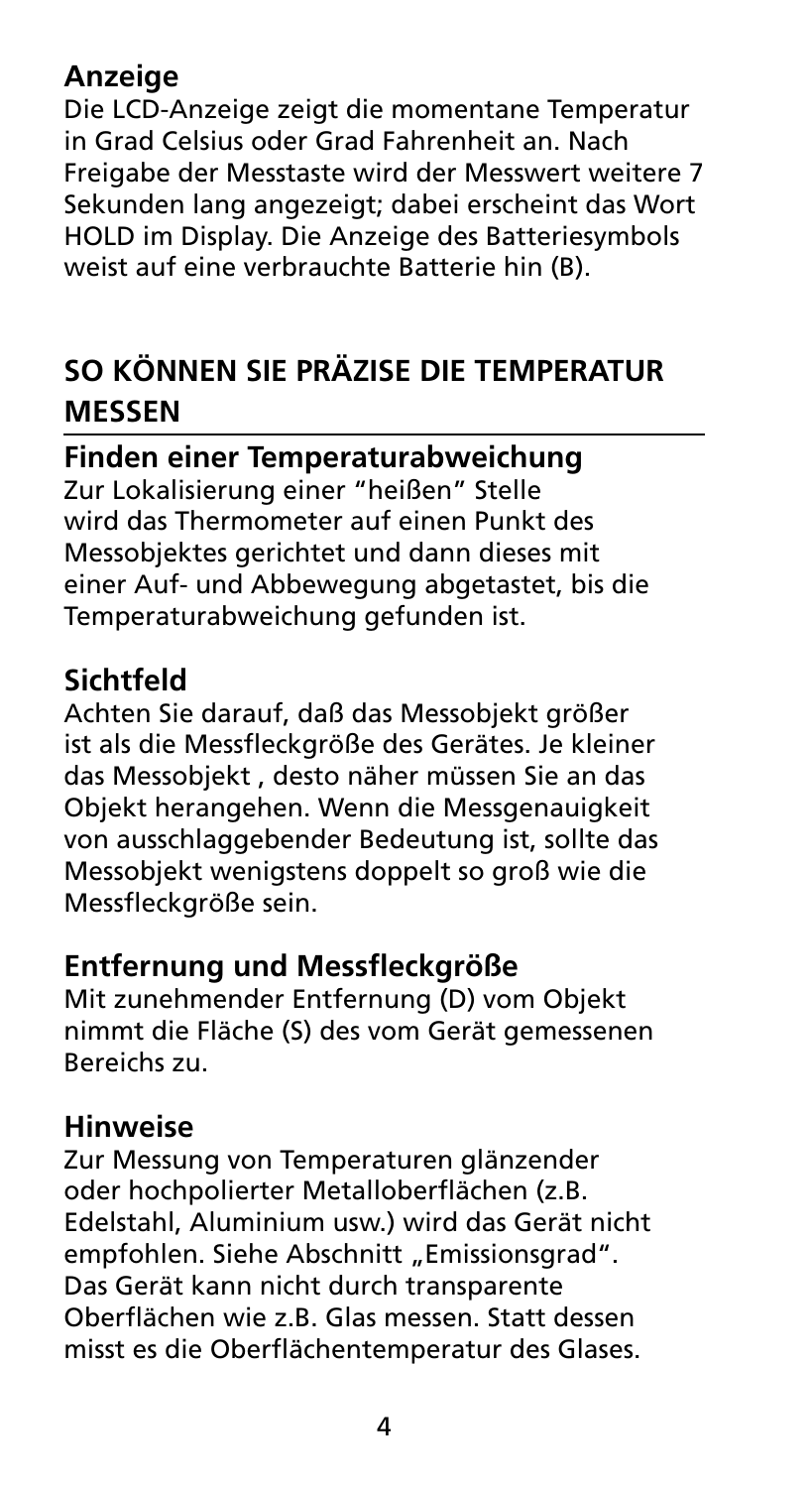## Anzeige

Die LCD-Anzeige zeigt die momentane Temperatur in Grad Celsius oder Grad Fahrenheit an. Nach Freigabe der Messtaste wird der Messwert weitere 7 Sekunden lang angezeigt; dabei erscheint das Wort HOLD im Display. Die Anzeige des Batteriesymbols weist auf eine verbrauchte Batterie hin (B).

## SO KÖNNEN SIE PRÄZISE DIE TEMPERATUR MESSEN

### Finden einer Temperaturabweichung

Zur Lokalisierung einer "heißen" Stelle wird das Thermometer auf einen Punkt des Messobjektes gerichtet und dann dieses mit einer Auf- und Abbewegung abgetastet, bis die Temperaturabweichung gefunden ist.

### Sichtfeld

Achten Sie darauf, daß das Messobjekt größer ist als die Messfleckgröße des Gerätes. Je kleiner das Messobjekt , desto näher müssen Sie an das Objekt herangehen. Wenn die Messgenauigkeit von ausschlaggebender Bedeutung ist, sollte das Messobjekt wenigstens doppelt so groß wie die Messfleckgröße sein.

### Entfernung und Messfleckgröße

Mit zunehmender Entfernung (D) vom Objekt nimmt die Fläche (S) des vom Gerät gemessenen Bereichs zu.

### Hinweise

Zur Messung von Temperaturen glänzender oder hochpolierter Metalloberflächen (z.B. Edelstahl, Aluminium usw.) wird das Gerät nicht empfohlen. Siehe Abschnitt „Emissionsgrad". Das Gerät kann nicht durch transparente Oberflächen wie z.B. Glas messen. Statt dessen misst es die Oberflächentemperatur des Glases.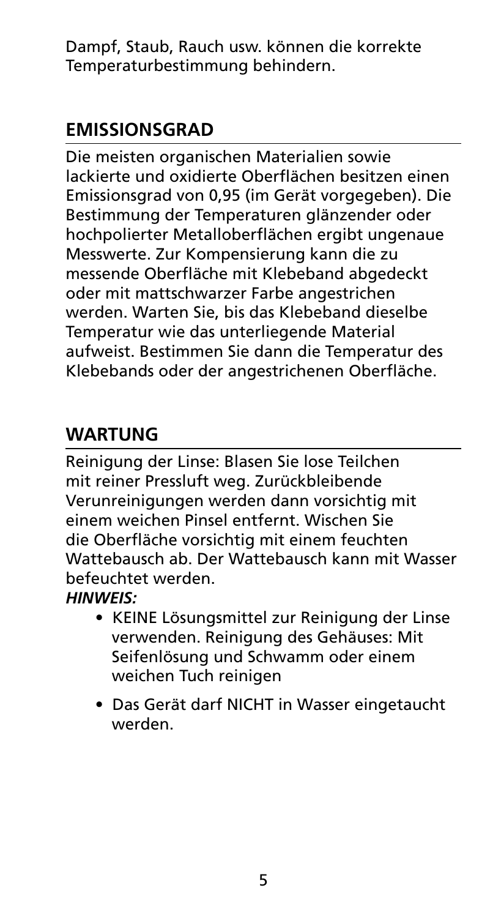Dampf, Staub, Rauch usw. können die korrekte Temperaturbestimmung behindern.

## EMISSIONSGRAD

Die meisten organischen Materialien sowie lackierte und oxidierte Oberflächen besitzen einen Emissionsgrad von 0,95 (im Gerät vorgegeben). Die Bestimmung der Temperaturen glänzender oder hochpolierter Metalloberflächen ergibt ungenaue Messwerte. Zur Kompensierung kann die zu messende Oberfläche mit Klebeband abgedeckt oder mit mattschwarzer Farbe angestrichen werden. Warten Sie, bis das Klebeband dieselbe Temperatur wie das unterliegende Material aufweist. Bestimmen Sie dann die Temperatur des Klebebands oder der angestrichenen Oberfläche.

## WARTUNG

Reinigung der Linse: Blasen Sie lose Teilchen mit reiner Pressluft weg. Zurückbleibende Verunreinigungen werden dann vorsichtig mit einem weichen Pinsel entfernt. Wischen Sie die Oberfläche vorsichtig mit einem feuchten Wattebausch ab. Der Wattebausch kann mit Wasser befeuchtet werden.

***HINWEIS:***

- KEINE Lösungsmittel zur Reinigung der Linse verwenden. Reinigung des Gehäuses: Mit Seifenlösung und Schwamm oder einem weichen Tuch reinigen
- Das Gerät darf NICHT in Wasser eingetaucht werden.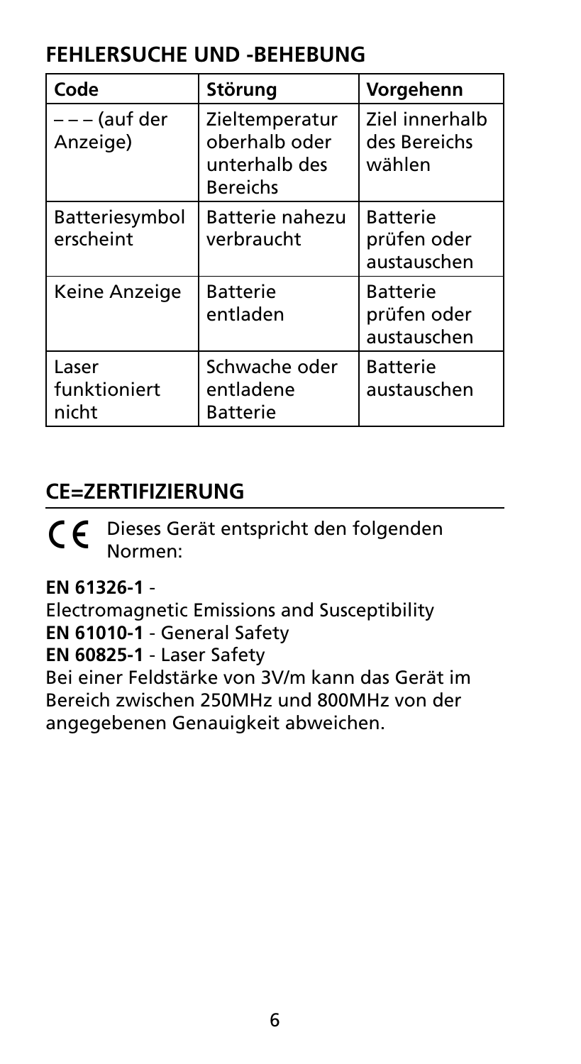## FEHLERSUCHE UND -BEHEBUNG

| Code | Störung | Vorgehenn |
|---|---|---|
| – – – (auf der Anzeige) | Zieltemperatur oberhalb oder unterhalb des Bereichs | Ziel innerhalb des Bereichs wählen |
| Batteriesymbol erscheint | Batterie nahezu verbraucht | Batterie prüfen oder austauschen |
| Keine Anzeige | Batterie entladen | Batterie prüfen oder austauschen |
| Laser funktioniert nicht | Schwache oder entladene Batterie | Batterie austauschen |

## CE=ZERTIFIZIERUNG

CE Dieses Gerät entspricht den folgenden Normen:

**EN 61326-1** -
Electromagnetic Emissions and Susceptibility
**EN 61010-1** - General Safety
**EN 60825-1** - Laser Safety
Bei einer Feldstärke von 3V/m kann das Gerät im Bereich zwischen 250MHz und 800MHz von der angegebenen Genauigkeit abweichen.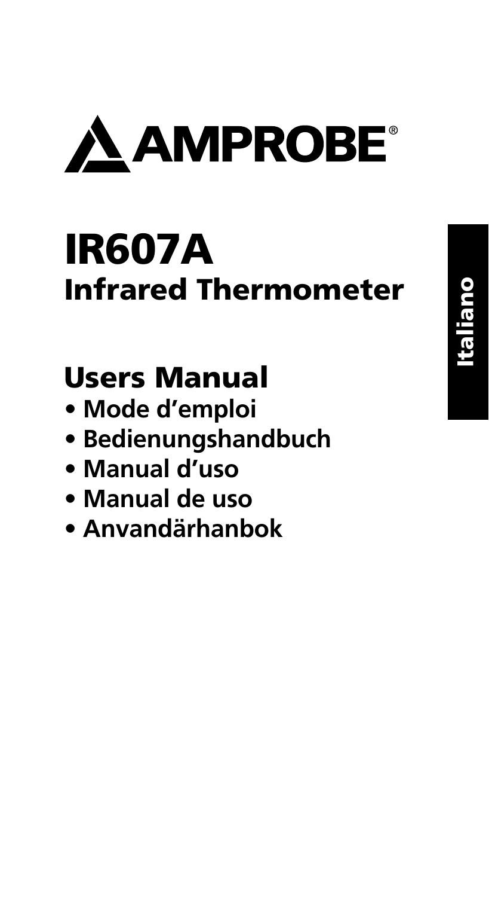# AMPROBE®

# IR607A
## Infrared Thermometer

## Users Manual

- **Mode d'emploi**
- **Bedienungshandbuch**
- **Manual d'uso**
- **Manual de uso**
- **Anvandärhanbok**

Italiano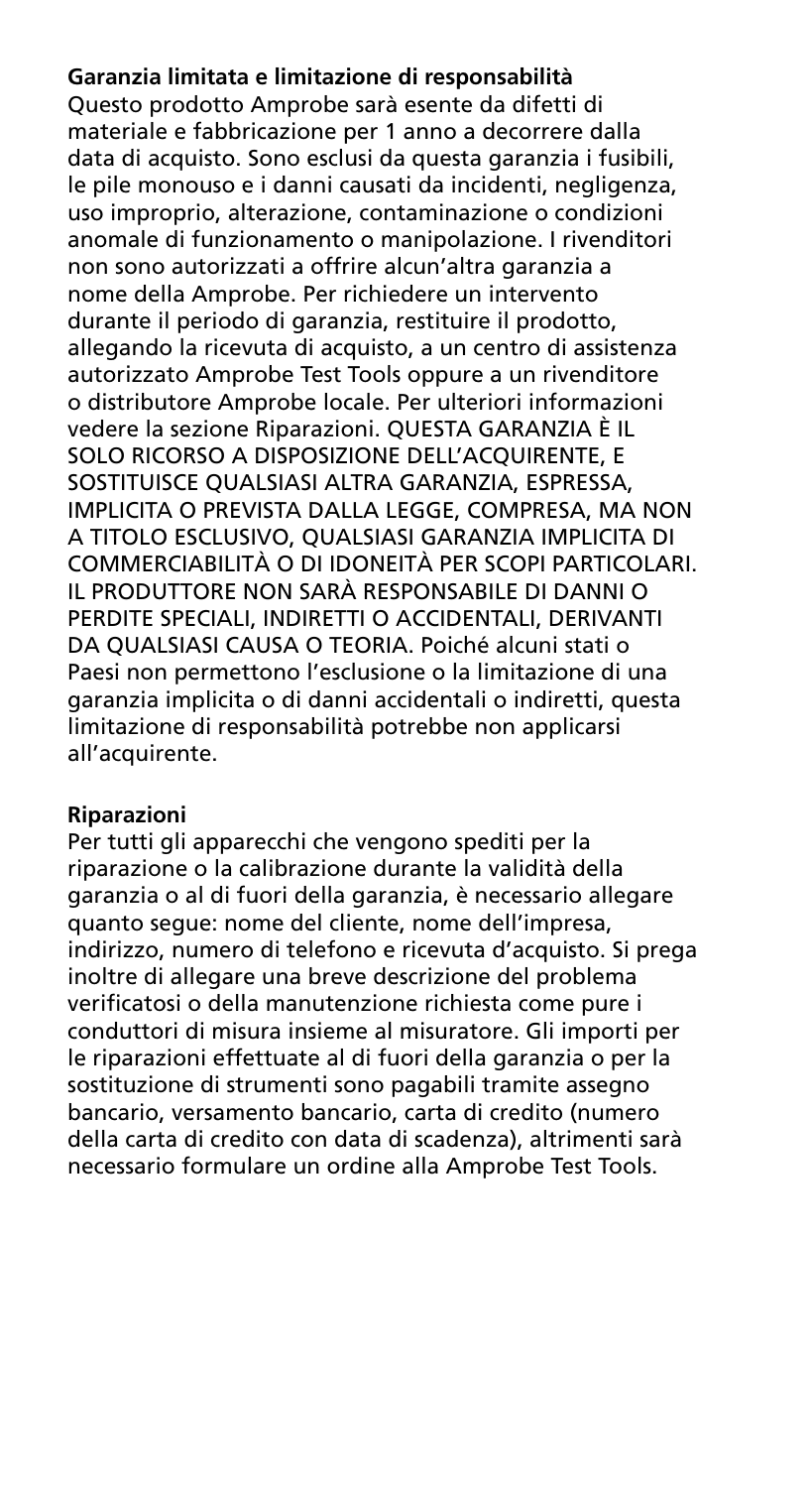**Garanzia limitata e limitazione di responsabilità**

Questo prodotto Amprobe sarà esente da difetti di materiale e fabbricazione per 1 anno a decorrere dalla data di acquisto. Sono esclusi da questa garanzia i fusibili, le pile monouso e i danni causati da incidenti, negligenza, uso improprio, alterazione, contaminazione o condizioni anomale di funzionamento o manipolazione. I rivenditori non sono autorizzati a offrire alcun'altra garanzia a nome della Amprobe. Per richiedere un intervento durante il periodo di garanzia, restituire il prodotto, allegando la ricevuta di acquisto, a un centro di assistenza autorizzato Amprobe Test Tools oppure a un rivenditore o distributore Amprobe locale. Per ulteriori informazioni vedere la sezione Riparazioni. QUESTA GARANZIA È IL SOLO RICORSO A DISPOSIZIONE DELL'ACQUIRENTE, E SOSTITUISCE QUALSIASI ALTRA GARANZIA, ESPRESSA, IMPLICITA O PREVISTA DALLA LEGGE, COMPRESA, MA NON A TITOLO ESCLUSIVO, QUALSIASI GARANZIA IMPLICITA DI COMMERCIABILITÀ O DI IDONEITÀ PER SCOPI PARTICOLARI. IL PRODUTTORE NON SARÀ RESPONSABILE DI DANNI O PERDITE SPECIALI, INDIRETTI O ACCIDENTALI, DERIVANTI DA QUALSIASI CAUSA O TEORIA. Poiché alcuni stati o Paesi non permettono l'esclusione o la limitazione di una garanzia implicita o di danni accidentali o indiretti, questa limitazione di responsabilità potrebbe non applicarsi all'acquirente.

**Riparazioni**

Per tutti gli apparecchi che vengono spediti per la riparazione o la calibrazione durante la validità della garanzia o al di fuori della garanzia, è necessario allegare quanto segue: nome del cliente, nome dell'impresa, indirizzo, numero di telefono e ricevuta d'acquisto. Si prega inoltre di allegare una breve descrizione del problema verificatosi o della manutenzione richiesta come pure i conduttori di misura insieme al misuratore. Gli importi per le riparazioni effettuate al di fuori della garanzia o per la sostituzione di strumenti sono pagabili tramite assegno bancario, versamento bancario, carta di credito (numero della carta di credito con data di scadenza), altrimenti sarà necessario formulare un ordine alla Amprobe Test Tools.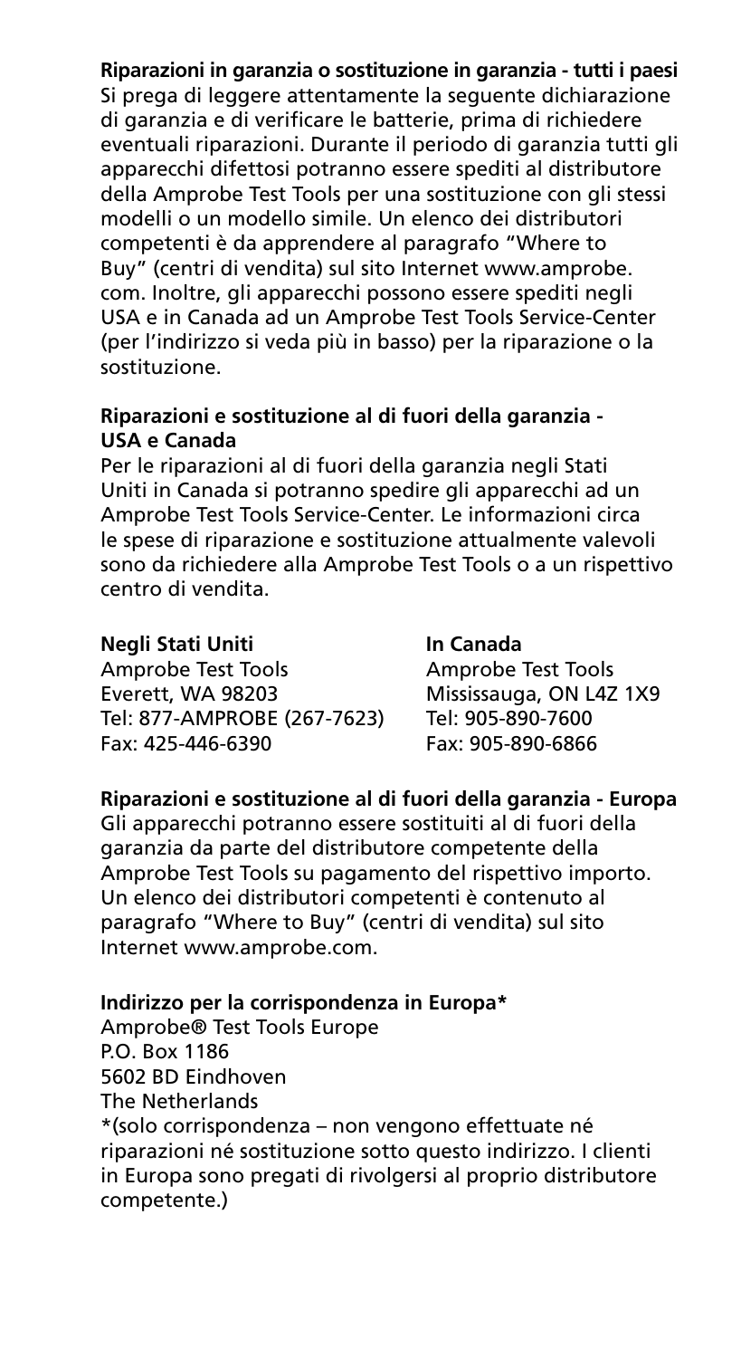**Riparazioni in garanzia o sostituzione in garanzia - tutti i paesi**

Si prega di leggere attentamente la seguente dichiarazione di garanzia e di verificare le batterie, prima di richiedere eventuali riparazioni. Durante il periodo di garanzia tutti gli apparecchi difettosi potranno essere spediti al distributore della Amprobe Test Tools per una sostituzione con gli stessi modelli o un modello simile. Un elenco dei distributori competenti è da apprendere al paragrafo "Where to Buy" (centri di vendita) sul sito Internet www.amprobe.com. Inoltre, gli apparecchi possono essere spediti negli USA e in Canada ad un Amprobe Test Tools Service-Center (per l'indirizzo si veda più in basso) per la riparazione o la sostituzione.

**Riparazioni e sostituzione al di fuori della garanzia - USA e Canada**

Per le riparazioni al di fuori della garanzia negli Stati Uniti in Canada si potranno spedire gli apparecchi ad un Amprobe Test Tools Service-Center. Le informazioni circa le spese di riparazione e sostituzione attualmente valevoli sono da richiedere alla Amprobe Test Tools o a un rispettivo centro di vendita.

**Negli Stati Uniti**
Amprobe Test Tools
Everett, WA 98203
Tel: 877-AMPROBE (267-7623)
Fax: 425-446-6390

**In Canada**
Amprobe Test Tools
Mississauga, ON L4Z 1X9
Tel: 905-890-7600
Fax: 905-890-6866

**Riparazioni e sostituzione al di fuori della garanzia - Europa**

Gli apparecchi potranno essere sostituiti al di fuori della garanzia da parte del distributore competente della Amprobe Test Tools su pagamento del rispettivo importo. Un elenco dei distributori competenti è contenuto al paragrafo "Where to Buy" (centri di vendita) sul sito Internet www.amprobe.com.

**Indirizzo per la corrispondenza in Europa***

Amprobe® Test Tools Europe
P.O. Box 1186
5602 BD Eindhoven
The Netherlands

*(solo corrispondenza – non vengono effettuate né riparazioni né sostituzione sotto questo indirizzo. I clienti in Europa sono pregati di rivolgersi al proprio distributore competente.)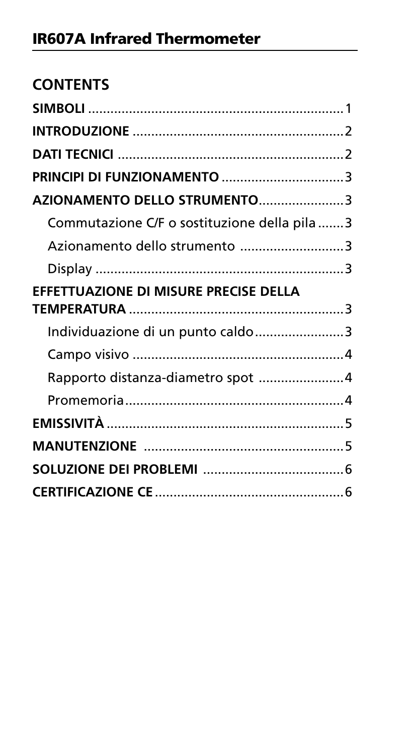## IR607A Infrared Thermometer

### CONTENTS

**SIMBOLI** ..................................................................... 1

**INTRODUZIONE** ......................................................... 2

**DATI TECNICI** .............................................................. 2

**PRINCIPI DI FUNZIONAMENTO** ................................. 3

**AZIONAMENTO DELLO STRUMENTO**....................... 3

- Commutazione C/F o sostituzione della pila ....... 3
- Azionamento dello strumento ........................... 3
- Display ................................................................. 3

**EFFETTUAZIONE DI MISURE PRECISE DELLA TEMPERATURA** ........................................................... 3

- Individuazione di un punto caldo........................ 3
- Campo visivo ........................................................ 4
- Rapporto distanza-diametro spot ....................... 4
- Promemoria........................................................... 4

**EMISSIVITÀ** ................................................................ 5

**MANUTENZIONE** ...................................................... 5

**SOLUZIONE DEI PROBLEMI** ...................................... 6

**CERTIFICAZIONE CE** ................................................... 6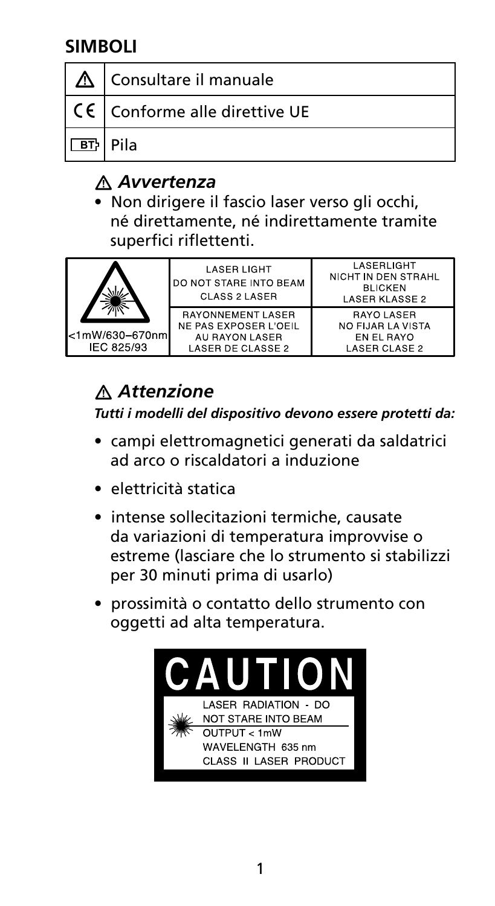## SIMBOLI

| | |
|---|---|
| ⚠ | Consultare il manuale |
| CE | Conforme alle direttive UE |
| BT | Pila |

### ⚠ *Avvertenza*

- Non dirigere il fascio laser verso gli occhi, né direttamente, né indirettamente tramite superfici riflettenti.

| | | |
|---|---|---|
| <1mW/630–670nm IEC 825/93 | LASER LIGHT DO NOT STARE INTO BEAM CLASS 2 LASER | LASERLIGHT NICHT IN DEN STRAHL BLICKEN LASER KLASSE 2 |
| | RAYONNEMENT LASER NE PAS EXPOSER L'OEIL AU RAYON LASER LASER DE CLASSE 2 | RAYO LASER NO FIJAR LA VISTA EN EL RAYO LASER CLASE 2 |

### ⚠ *Attenzione*

***Tutti i modelli del dispositivo devono essere protetti da:***

- campi elettromagnetici generati da saldatrici ad arco o riscaldatori a induzione
- elettricità statica
- intense sollecitazioni termiche, causate da variazioni di temperatura improvvise o estreme (lasciare che lo strumento si stabilizzi per 30 minuti prima di usarlo)
- prossimità o contatto dello strumento con oggetti ad alta temperatura.

**CAUTION**

LASER RADIATION - DO NOT STARE INTO BEAM
OUTPUT < 1mW
WAVELENGTH 635 nm
CLASS II LASER PRODUCT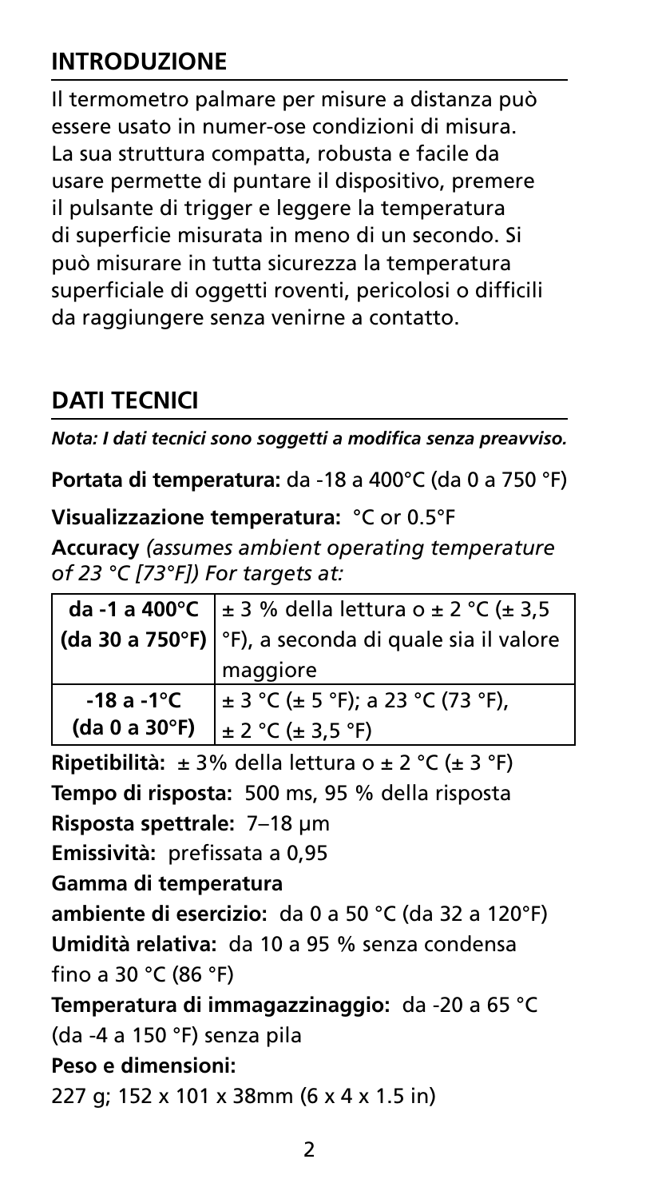## INTRODUZIONE

Il termometro palmare per misure a distanza può essere usato in numer-ose condizioni di misura. La sua struttura compatta, robusta e facile da usare permette di puntare il dispositivo, premere il pulsante di trigger e leggere la temperatura di superficie misurata in meno di un secondo. Si può misurare in tutta sicurezza la temperatura superficiale di oggetti roventi, pericolosi o difficili da raggiungere senza venirne a contatto.

## DATI TECNICI

***Nota: I dati tecnici sono soggetti a modifica senza preavviso.***

**Portata di temperatura:** da -18 a 400°C (da 0 a 750 °F)

**Visualizzazione temperatura:** °C or 0.5°F

**Accuracy** *(assumes ambient operating temperature of 23 °C [73°F]) For targets at:*

| | |
|---|---|
| **da -1 a 400°C (da 30 a 750°F)** | ± 3 % della lettura o ± 2 °C (± 3,5 °F), a seconda di quale sia il valore maggiore |
| **-18 a -1°C (da 0 a 30°F)** | ± 3 °C (± 5 °F); a 23 °C (73 °F), ± 2 °C (± 3,5 °F) |

**Ripetibilità:** ± 3% della lettura o ± 2 °C (± 3 °F)

**Tempo di risposta:** 500 ms, 95 % della risposta

**Risposta spettrale:** 7–18 µm

**Emissività:** prefissata a 0,95

**Gamma di temperatura ambiente di esercizio:** da 0 a 50 °C (da 32 a 120°F)

**Umidità relativa:** da 10 a 95 % senza condensa fino a 30 °C (86 °F)

**Temperatura di immagazzinaggio:** da -20 a 65 °C (da -4 a 150 °F) senza pila

**Peso e dimensioni:**

227 g; 152 x 101 x 38mm (6 x 4 x 1.5 in)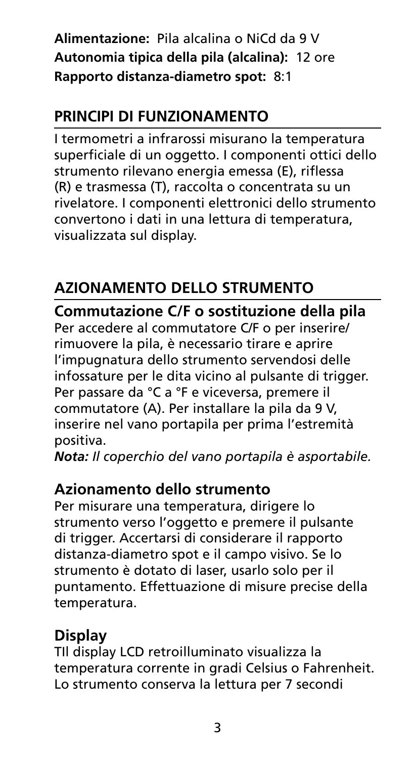**Alimentazione:** Pila alcalina o NiCd da 9 V
**Autonomia tipica della pila (alcalina):** 12 ore
**Rapporto distanza-diametro spot:** 8:1

## PRINCIPI DI FUNZIONAMENTO

I termometri a infrarossi misurano la temperatura superficiale di un oggetto. I componenti ottici dello strumento rilevano energia emessa (E), riflessa (R) e trasmessa (T), raccolta o concentrata su un rivelatore. I componenti elettronici dello strumento convertono i dati in una lettura di temperatura, visualizzata sul display.

## AZIONAMENTO DELLO STRUMENTO

### Commutazione C/F o sostituzione della pila

Per accedere al commutatore C/F o per inserire/rimuovere la pila, è necessario tirare e aprire l'impugnatura dello strumento servendosi delle infossature per le dita vicino al pulsante di trigger. Per passare da °C a °F e viceversa, premere il commutatore (A). Per installare la pila da 9 V, inserire nel vano portapila per prima l'estremità positiva.

***Nota:*** *Il coperchio del vano portapila è asportabile.*

### Azionamento dello strumento

Per misurare una temperatura, dirigere lo strumento verso l'oggetto e premere il pulsante di trigger. Accertarsi di considerare il rapporto distanza-diametro spot e il campo visivo. Se lo strumento è dotato di laser, usarlo solo per il puntamento. Effettuazione di misure precise della temperatura.

### Display

TIl display LCD retroilluminato visualizza la temperatura corrente in gradi Celsius o Fahrenheit. Lo strumento conserva la lettura per 7 secondi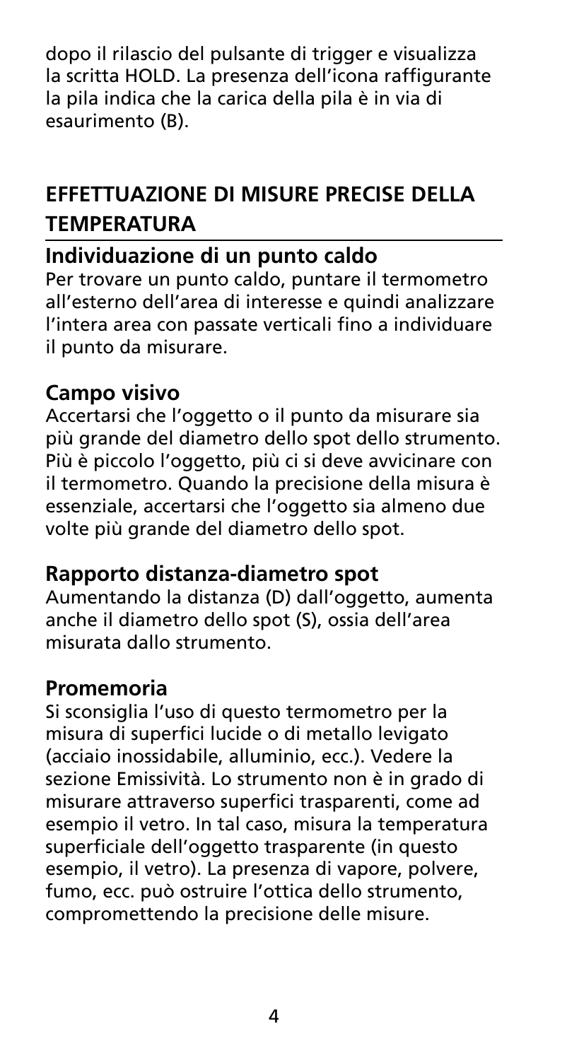dopo il rilascio del pulsante di trigger e visualizza la scritta HOLD. La presenza dell'icona raffigurante la pila indica che la carica della pila è in via di esaurimento (B).

## EFFETTUAZIONE DI MISURE PRECISE DELLA TEMPERATURA

### Individuazione di un punto caldo

Per trovare un punto caldo, puntare il termometro all'esterno dell'area di interesse e quindi analizzare l'intera area con passate verticali fino a individuare il punto da misurare.

### Campo visivo

Accertarsi che l'oggetto o il punto da misurare sia più grande del diametro dello spot dello strumento. Più è piccolo l'oggetto, più ci si deve avvicinare con il termometro. Quando la precisione della misura è essenziale, accertarsi che l'oggetto sia almeno due volte più grande del diametro dello spot.

### Rapporto distanza-diametro spot

Aumentando la distanza (D) dall'oggetto, aumenta anche il diametro dello spot (S), ossia dell'area misurata dallo strumento.

### Promemoria

Si sconsiglia l'uso di questo termometro per la misura di superfici lucide o di metallo levigato (acciaio inossidabile, alluminio, ecc.). Vedere la sezione Emissività. Lo strumento non è in grado di misurare attraverso superfici trasparenti, come ad esempio il vetro. In tal caso, misura la temperatura superficiale dell'oggetto trasparente (in questo esempio, il vetro). La presenza di vapore, polvere, fumo, ecc. può ostruire l'ottica dello strumento, compromettendo la precisione delle misure.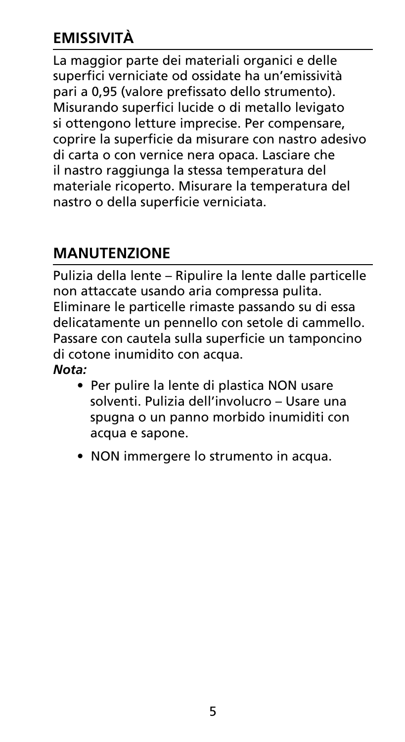## EMISSIVITÀ

La maggior parte dei materiali organici e delle superfici verniciate od ossidate ha un'emissività pari a 0,95 (valore prefissato dello strumento). Misurando superfici lucide o di metallo levigato si ottengono letture imprecise. Per compensare, coprire la superficie da misurare con nastro adesivo di carta o con vernice nera opaca. Lasciare che il nastro raggiunga la stessa temperatura del materiale ricoperto. Misurare la temperatura del nastro o della superficie verniciata.

## MANUTENZIONE

Pulizia della lente – Ripulire la lente dalle particelle non attaccate usando aria compressa pulita. Eliminare le particelle rimaste passando su di essa delicatamente un pennello con setole di cammello. Passare con cautela sulla superficie un tamponcino di cotone inumidito con acqua.

***Nota:***

- Per pulire la lente di plastica NON usare solventi. Pulizia dell'involucro – Usare una spugna o un panno morbido inumiditi con acqua e sapone.
- NON immergere lo strumento in acqua.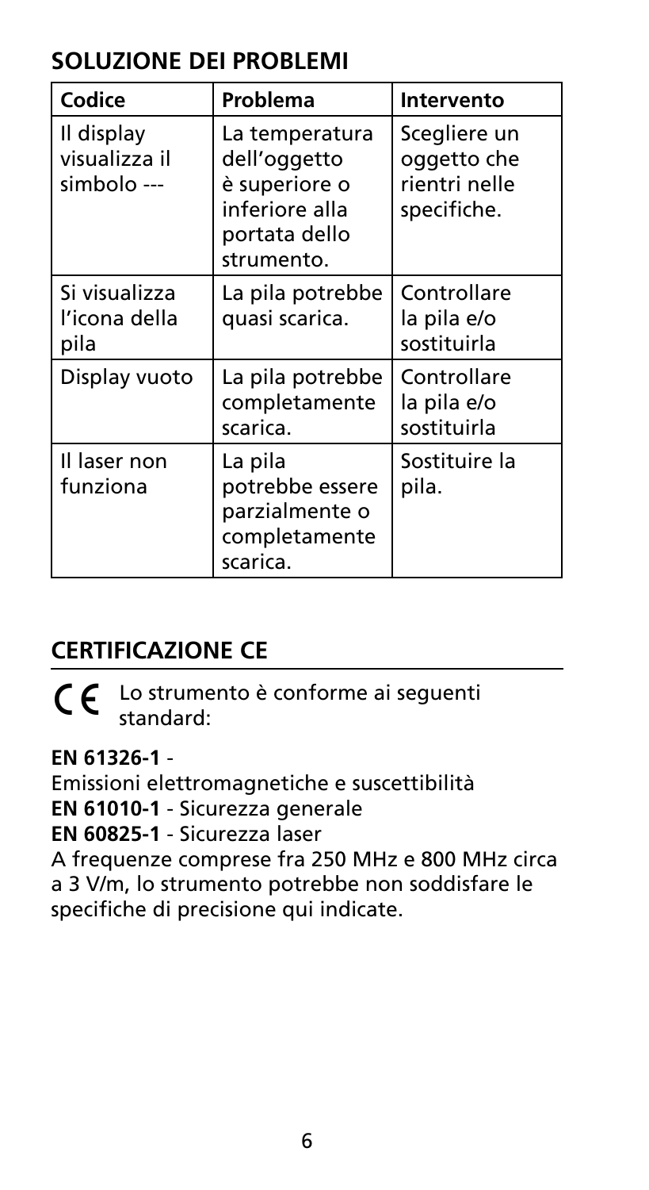## SOLUZIONE DEI PROBLEMI

| Codice | Problema | Intervento |
| --- | --- | --- |
| Il display visualizza il simbolo --- | La temperatura dell'oggetto è superiore o inferiore alla portata dello strumento. | Scegliere un oggetto che rientri nelle specifiche. |
| Si visualizza l'icona della pila | La pila potrebbe quasi scarica. | Controllare la pila e/o sostituirla |
| Display vuoto | La pila potrebbe completamente scarica. | Controllare la pila e/o sostituirla |
| Il laser non funziona | La pila potrebbe essere parzialmente o completamente scarica. | Sostituire la pila. |

## CERTIFICAZIONE CE

CE Lo strumento è conforme ai seguenti standard:

**EN 61326-1** -
Emissioni elettromagnetiche e suscettibilità
**EN 61010-1** - Sicurezza generale
**EN 60825-1** - Sicurezza laser
A frequenze comprese fra 250 MHz e 800 MHz circa a 3 V/m, lo strumento potrebbe non soddisfare le specifiche di precisione qui indicate.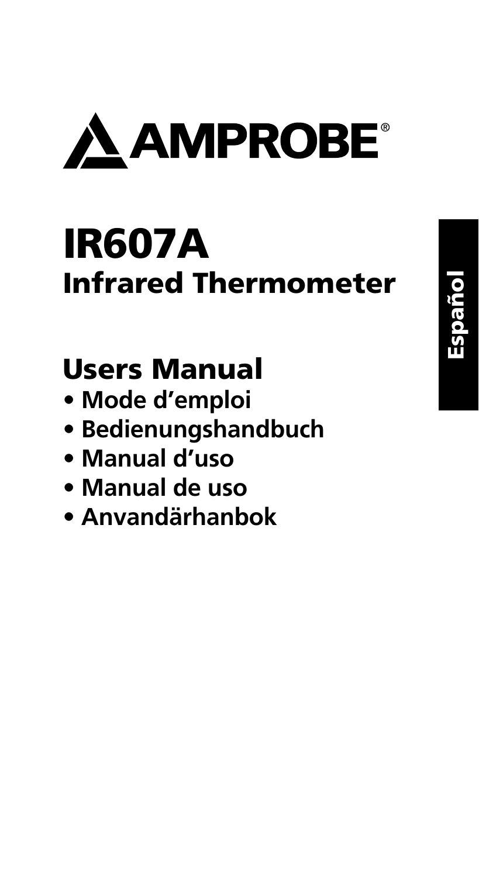# IR607A
## Infrared Thermometer

## Users Manual

- **Mode d'emploi**
- **Bedienungshandbuch**
- **Manual d'uso**
- **Manual de uso**
- **Anvandärhanbok**

Español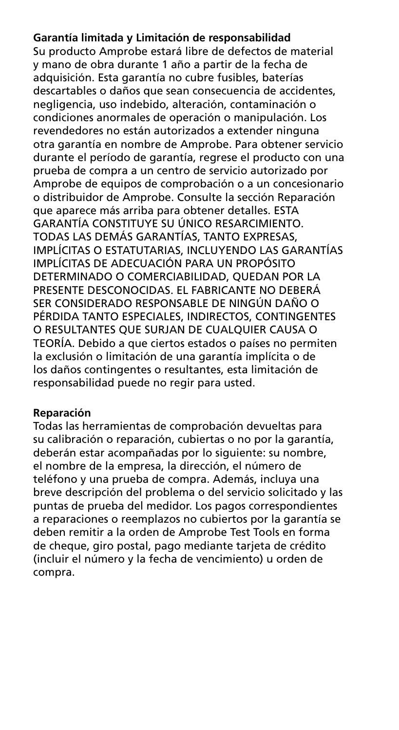**Garantía limitada y Limitación de responsabilidad**

Su producto Amprobe estará libre de defectos de material y mano de obra durante 1 año a partir de la fecha de adquisición. Esta garantía no cubre fusibles, baterías descartables o daños que sean consecuencia de accidentes, negligencia, uso indebido, alteración, contaminación o condiciones anormales de operación o manipulación. Los revendedores no están autorizados a extender ninguna otra garantía en nombre de Amprobe. Para obtener servicio durante el período de garantía, regrese el producto con una prueba de compra a un centro de servicio autorizado por Amprobe de equipos de comprobación o a un concesionario o distribuidor de Amprobe. Consulte la sección Reparación que aparece más arriba para obtener detalles. ESTA GARANTÍA CONSTITUYE SU ÚNICO RESARCIMIENTO. TODAS LAS DEMÁS GARANTÍAS, TANTO EXPRESAS, IMPLÍCITAS O ESTATUTARIAS, INCLUYENDO LAS GARANTÍAS IMPLÍCITAS DE ADECUACIÓN PARA UN PROPÓSITO DETERMINADO O COMERCIABILIDAD, QUEDAN POR LA PRESENTE DESCONOCIDAS. EL FABRICANTE NO DEBERÁ SER CONSIDERADO RESPONSABLE DE NINGÚN DAÑO O PÉRDIDA TANTO ESPECIALES, INDIRECTOS, CONTINGENTES O RESULTANTES QUE SURJAN DE CUALQUIER CAUSA O TEORÍA. Debido a que ciertos estados o países no permiten la exclusión o limitación de una garantía implícita o de los daños contingentes o resultantes, esta limitación de responsabilidad puede no regir para usted.

**Reparación**

Todas las herramientas de comprobación devueltas para su calibración o reparación, cubiertas o no por la garantía, deberán estar acompañadas por lo siguiente: su nombre, el nombre de la empresa, la dirección, el número de teléfono y una prueba de compra. Además, incluya una breve descripción del problema o del servicio solicitado y las puntas de prueba del medidor. Los pagos correspondientes a reparaciones o reemplazos no cubiertos por la garantía se deben remitir a la orden de Amprobe Test Tools en forma de cheque, giro postal, pago mediante tarjeta de crédito (incluir el número y la fecha de vencimiento) u orden de compra.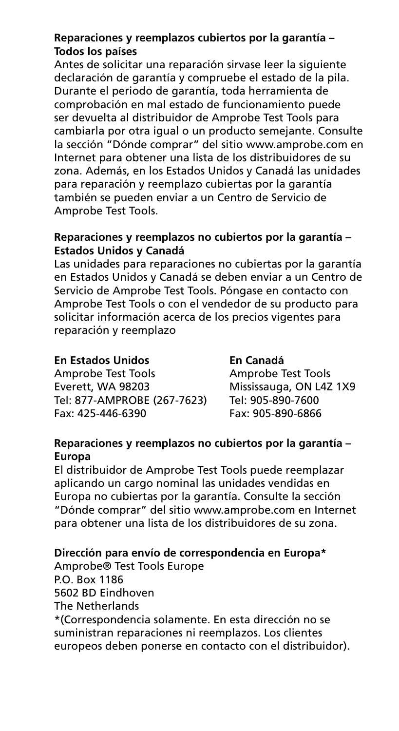**Reparaciones y reemplazos cubiertos por la garantía – Todos los países**

Antes de solicitar una reparación sirvase leer la siguiente declaración de garantía y compruebe el estado de la pila. Durante el periodo de garantía, toda herramienta de comprobación en mal estado de funcionamiento puede ser devuelta al distribuidor de Amprobe Test Tools para cambiarla por otra igual o un producto semejante. Consulte la sección "Dónde comprar" del sitio www.amprobe.com en Internet para obtener una lista de los distribuidores de su zona. Además, en los Estados Unidos y Canadá las unidades para reparación y reemplazo cubiertas por la garantía también se pueden enviar a un Centro de Servicio de Amprobe Test Tools.

**Reparaciones y reemplazos no cubiertos por la garantía – Estados Unidos y Canadá**

Las unidades para reparaciones no cubiertas por la garantía en Estados Unidos y Canadá se deben enviar a un Centro de Servicio de Amprobe Test Tools. Póngase en contacto con Amprobe Test Tools o con el vendedor de su producto para solicitar información acerca de los precios vigentes para reparación y reemplazo

**En Estados Unidos**
Amprobe Test Tools
Everett, WA 98203
Tel: 877-AMPROBE (267-7623)
Fax: 425-446-6390

**En Canadá**
Amprobe Test Tools
Mississauga, ON L4Z 1X9
Tel: 905-890-7600
Fax: 905-890-6866

**Reparaciones y reemplazos no cubiertos por la garantía – Europa**

El distribuidor de Amprobe Test Tools puede reemplazar aplicando un cargo nominal las unidades vendidas en Europa no cubiertas por la garantía. Consulte la sección "Dónde comprar" del sitio www.amprobe.com en Internet para obtener una lista de los distribuidores de su zona.

**Dirección para envío de correspondencia en Europa***

Amprobe® Test Tools Europe
P.O. Box 1186
5602 BD Eindhoven
The Netherlands

*(Correspondencia solamente. En esta dirección no se suministran reparaciones ni reemplazos. Los clientes europeos deben ponerse en contacto con el distribuidor).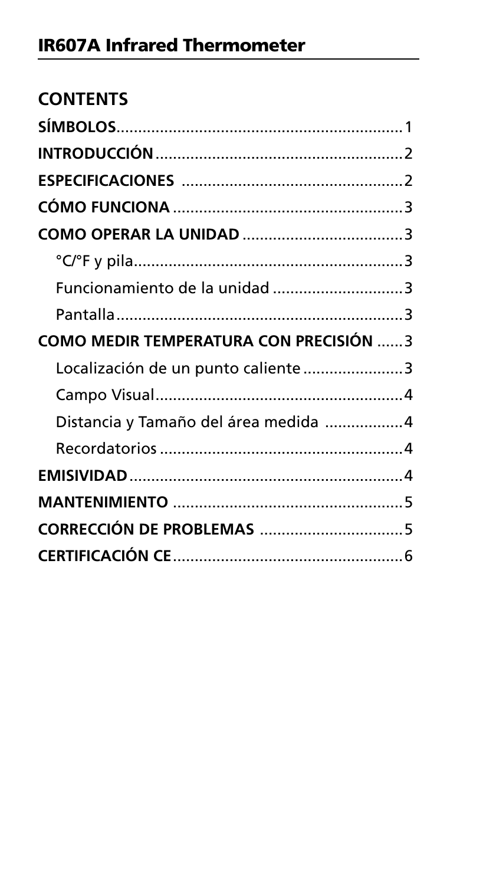## IR607A Infrared Thermometer

### CONTENTS

| | |
|---|---|
| **SÍMBOLOS** | 1 |
| **INTRODUCCIÓN** | 2 |
| **ESPECIFICACIONES** | 2 |
| **CÓMO FUNCIONA** | 3 |
| **COMO OPERAR LA UNIDAD** | 3 |
| °C/°F y pila | 3 |
| Funcionamiento de la unidad | 3 |
| Pantalla | 3 |
| **COMO MEDIR TEMPERATURA CON PRECISIÓN** | 3 |
| Localización de un punto caliente | 3 |
| Campo Visual | 4 |
| Distancia y Tamaño del área medida | 4 |
| Recordatorios | 4 |
| **EMISIVIDAD** | 4 |
| **MANTENIMIENTO** | 5 |
| **CORRECCIÓN DE PROBLEMAS** | 5 |
| **CERTIFICACIÓN CE** | 6 |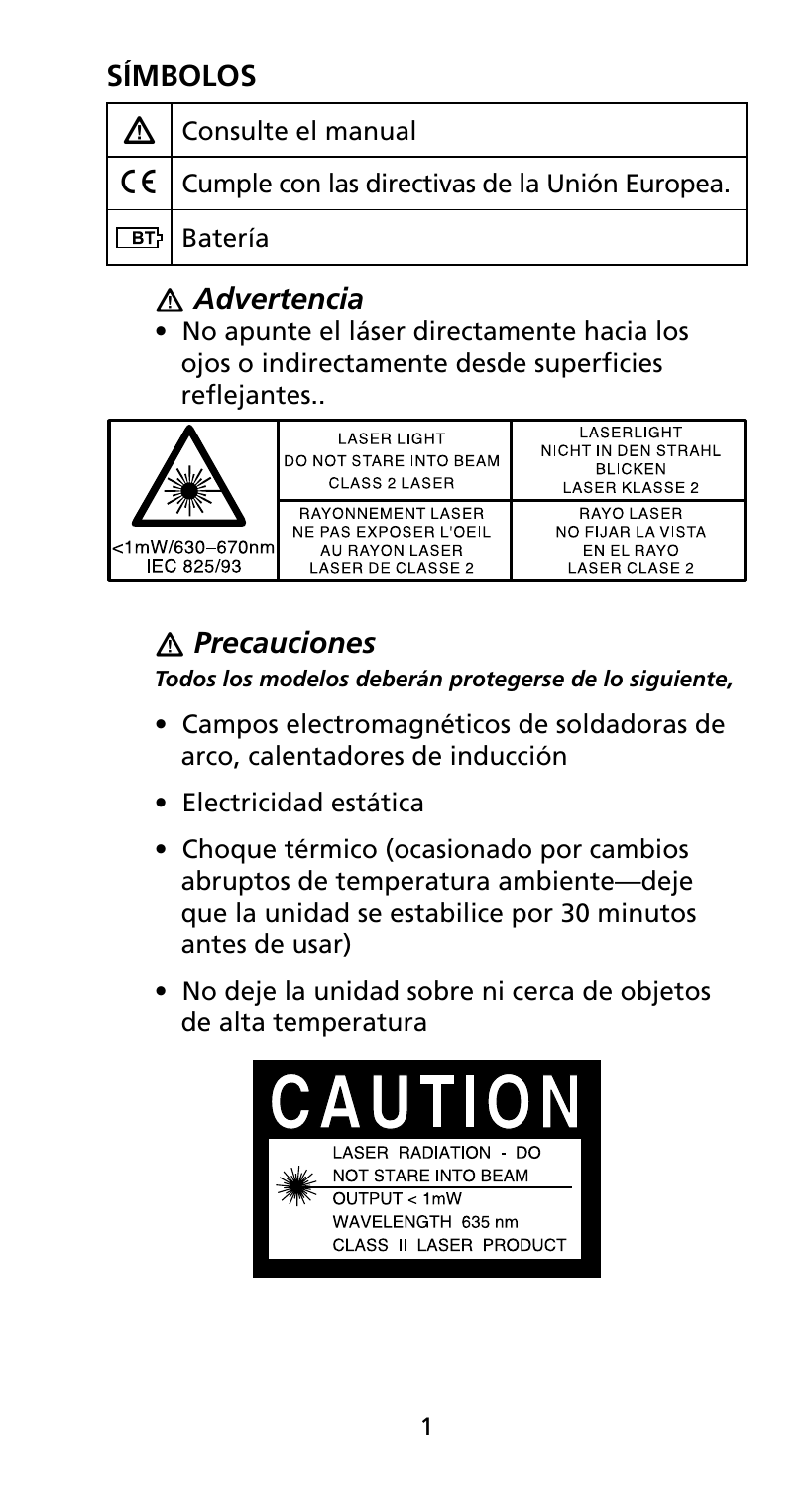## SÍMBOLOS

| | |
|---|---|
| ⚠ | Consulte el manual |
| CE | Cumple con las directivas de la Unión Europea. |
| BT | Batería |

### ⚠ *Advertencia*

- No apunte el láser directamente hacia los ojos o indirectamente desde superficies reflejantes..

| | | |
|---|---|---|
| <1mW/630–670nm IEC 825/93 | LASER LIGHT DO NOT STARE INTO BEAM CLASS 2 LASER | LASERLIGHT NICHT IN DEN STRAHL BLICKEN LASER KLASSE 2 |
| | RAYONNEMENT LASER NE PAS EXPOSER L'OEIL AU RAYON LASER LASER DE CLASSE 2 | RAYO LASER NO FIJAR LA VISTA EN EL RAYO LASER CLASE 2 |

### ⚠ *Precauciones*

***Todos los modelos deberán protegerse de lo siguiente,***

- Campos electromagnéticos de soldadoras de arco, calentadores de inducción
- Electricidad estática
- Choque térmico (ocasionado por cambios abruptos de temperatura ambiente—deje que la unidad se estabilice por 30 minutos antes de usar)
- No deje la unidad sobre ni cerca de objetos de alta temperatura

**CAUTION**

LASER RADIATION - DO NOT STARE INTO BEAM
OUTPUT < 1mW
WAVELENGTH 635 nm
CLASS II LASER PRODUCT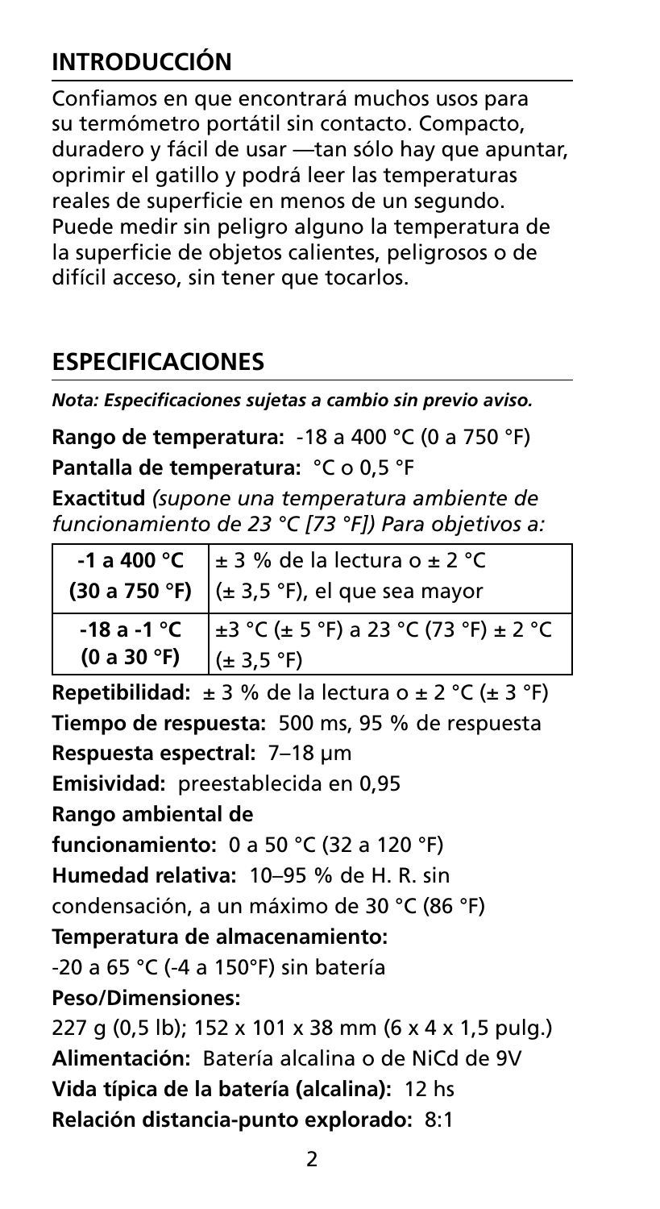## INTRODUCCIÓN

Confiamos en que encontrará muchos usos para su termómetro portátil sin contacto. Compacto, duradero y fácil de usar —tan sólo hay que apuntar, oprimir el gatillo y podrá leer las temperaturas reales de superficie en menos de un segundo. Puede medir sin peligro alguno la temperatura de la superficie de objetos calientes, peligrosos o de difícil acceso, sin tener que tocarlos.

## ESPECIFICACIONES

***Nota: Especificaciones sujetas a cambio sin previo aviso.***

**Rango de temperatura:** -18 a 400 °C (0 a 750 °F)

**Pantalla de temperatura:** °C o 0,5 °F

**Exactitud** *(supone una temperatura ambiente de funcionamiento de 23 °C [73 °F]) Para objetivos a:*

| | |
|---|---|
| **-1 a 400 °C (30 a 750 °F)** | ± 3 % de la lectura o ± 2 °C (± 3,5 °F), el que sea mayor |
| **-18 a -1 °C (0 a 30 °F)** | ±3 °C (± 5 °F) a 23 °C (73 °F) ± 2 °C (± 3,5 °F) |

**Repetibilidad:** ± 3 % de la lectura o ± 2 °C (± 3 °F)

**Tiempo de respuesta:** 500 ms, 95 % de respuesta

**Respuesta espectral:** 7–18 µm

**Emisividad:** preestablecida en 0,95

**Rango ambiental de funcionamiento:** 0 a 50 °C (32 a 120 °F)

**Humedad relativa:** 10–95 % de H. R. sin condensación, a un máximo de 30 °C (86 °F)

**Temperatura de almacenamiento:** -20 a 65 °C (-4 a 150°F) sin batería

**Peso/Dimensiones:** 227 g (0,5 lb); 152 x 101 x 38 mm (6 x 4 x 1,5 pulg.)

**Alimentación:** Batería alcalina o de NiCd de 9V

**Vida típica de la batería (alcalina):** 12 hs

**Relación distancia-punto explorado:** 8:1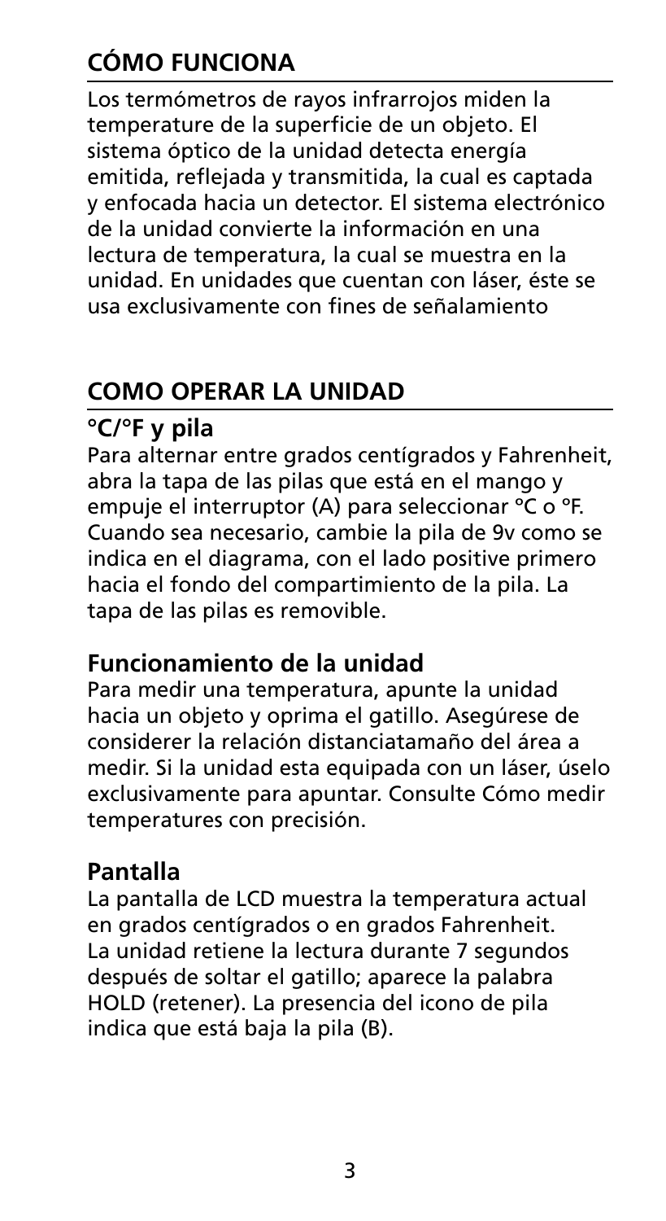## CÓMO FUNCIONA

Los termómetros de rayos infrarrojos miden la temperature de la superficie de un objeto. El sistema óptico de la unidad detecta energía emitida, reflejada y transmitida, la cual es captada y enfocada hacia un detector. El sistema electrónico de la unidad convierte la información en una lectura de temperatura, la cual se muestra en la unidad. En unidades que cuentan con láser, éste se usa exclusivamente con fines de señalamiento

## COMO OPERAR LA UNIDAD

### °C/°F y pila

Para alternar entre grados centígrados y Fahrenheit, abra la tapa de las pilas que está en el mango y empuje el interruptor (A) para seleccionar °C o °F. Cuando sea necesario, cambie la pila de 9v como se indica en el diagrama, con el lado positive primero hacia el fondo del compartimiento de la pila. La tapa de las pilas es removible.

### Funcionamiento de la unidad

Para medir una temperatura, apunte la unidad hacia un objeto y oprima el gatillo. Asegúrese de considerer la relación distanciatamaño del área a medir. Si la unidad esta equipada con un láser, úselo exclusivamente para apuntar. Consulte Cómo medir temperatures con precisión.

### Pantalla

La pantalla de LCD muestra la temperatura actual en grados centígrados o en grados Fahrenheit. La unidad retiene la lectura durante 7 segundos después de soltar el gatillo; aparece la palabra HOLD (retener). La presencia del icono de pila indica que está baja la pila (B).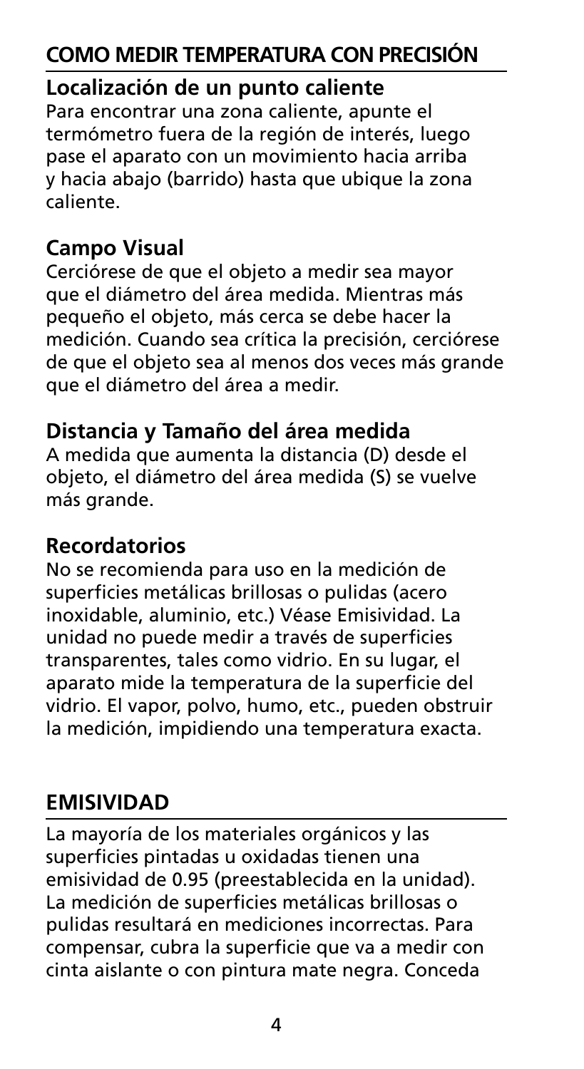## COMO MEDIR TEMPERATURA CON PRECISIÓN

### Localización de un punto caliente

Para encontrar una zona caliente, apunte el termómetro fuera de la región de interés, luego pase el aparato con un movimiento hacia arriba y hacia abajo (barrido) hasta que ubique la zona caliente.

### Campo Visual

Cerciórese de que el objeto a medir sea mayor que el diámetro del área medida. Mientras más pequeño el objeto, más cerca se debe hacer la medición. Cuando sea crítica la precisión, cerciórese de que el objeto sea al menos dos veces más grande que el diámetro del área a medir.

### Distancia y Tamaño del área medida

A medida que aumenta la distancia (D) desde el objeto, el diámetro del área medida (S) se vuelve más grande.

### Recordatorios

No se recomienda para uso en la medición de superficies metálicas brillosas o pulidas (acero inoxidable, aluminio, etc.) Véase Emisividad. La unidad no puede medir a través de superficies transparentes, tales como vidrio. En su lugar, el aparato mide la temperatura de la superficie del vidrio. El vapor, polvo, humo, etc., pueden obstruir la medición, impidiendo una temperatura exacta.

## EMISIVIDAD

La mayoría de los materiales orgánicos y las superficies pintadas u oxidadas tienen una emisividad de 0.95 (preestablecida en la unidad). La medición de superficies metálicas brillosas o pulidas resultará en mediciones incorrectas. Para compensar, cubra la superficie que va a medir con cinta aislante o con pintura mate negra. Conceda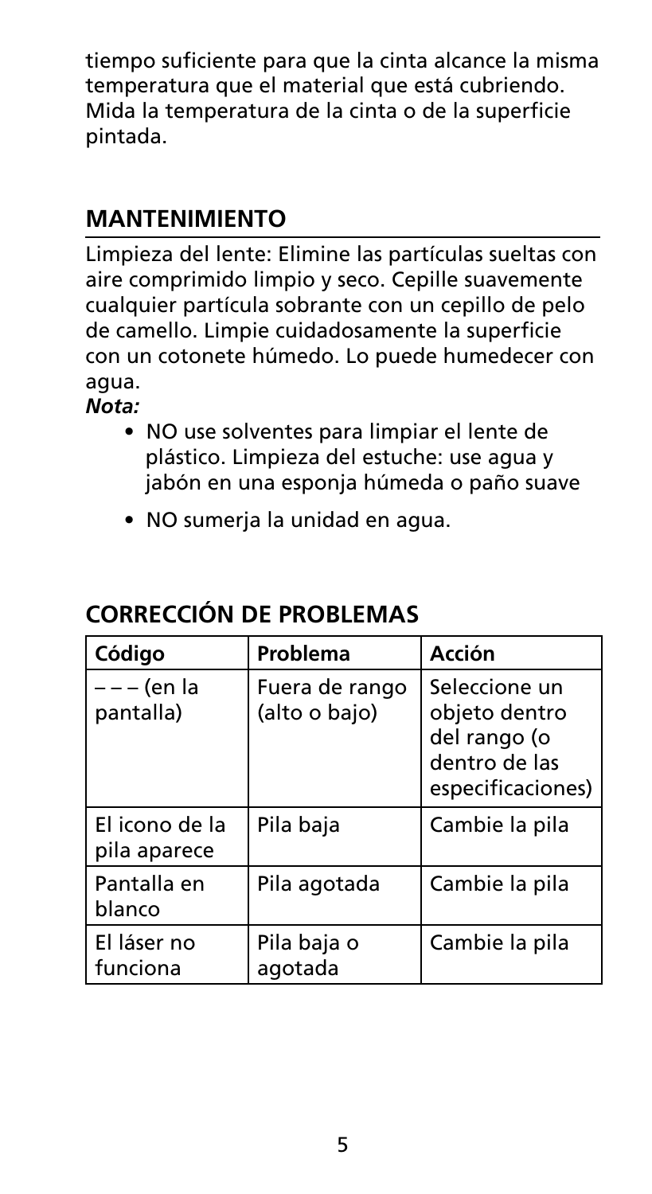tiempo suficiente para que la cinta alcance la misma temperatura que el material que está cubriendo. Mida la temperatura de la cinta o de la superficie pintada.

## MANTENIMIENTO

Limpieza del lente: Elimine las partículas sueltas con aire comprimido limpio y seco. Cepille suavemente cualquier partícula sobrante con un cepillo de pelo de camello. Limpie cuidadosamente la superficie con un cotonete húmedo. Lo puede humedecer con agua.

***Nota:***

- NO use solventes para limpiar el lente de plástico. Limpieza del estuche: use agua y jabón en una esponja húmeda o paño suave
- NO sumerja la unidad en agua.

## CORRECCIÓN DE PROBLEMAS

| Código | Problema | Acción |
|---|---|---|
| – – – (en la pantalla) | Fuera de rango (alto o bajo) | Seleccione un objeto dentro del rango (o dentro de las especificaciones) |
| El icono de la pila aparece | Pila baja | Cambie la pila |
| Pantalla en blanco | Pila agotada | Cambie la pila |
| El láser no funciona | Pila baja o agotada | Cambie la pila |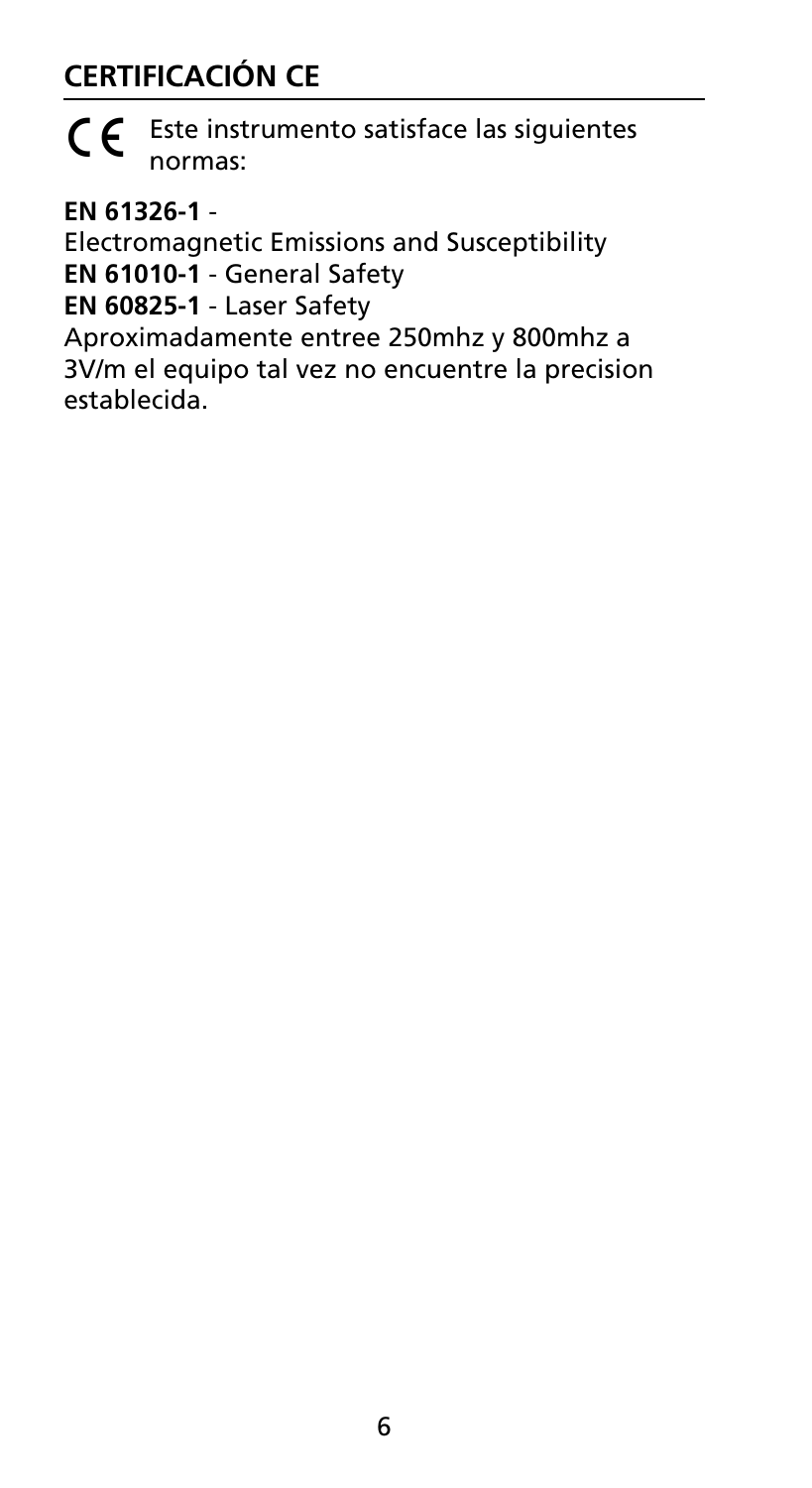## CERTIFICACIÓN CE

CE Este instrumento satisface las siguientes normas:

**EN 61326-1** -
Electromagnetic Emissions and Susceptibility
**EN 61010-1** - General Safety
**EN 60825-1** - Laser Safety
Aproximadamente entree 250mhz y 800mhz a 3V/m el equipo tal vez no encuentre la precision establecida.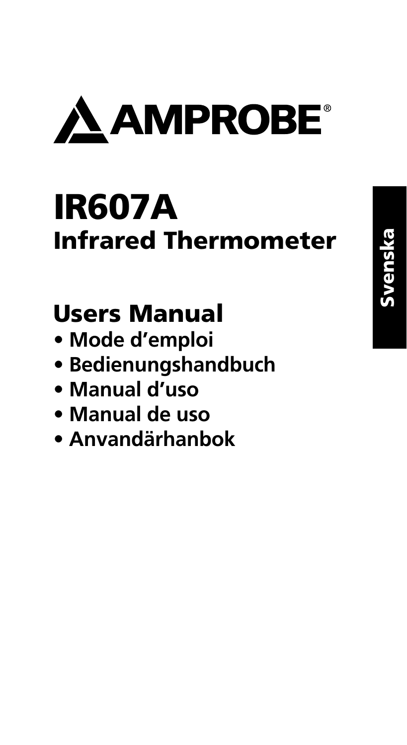AMPROBE®

# IR607A
## Infrared Thermometer

Svenska

## Users Manual

- Mode d'emploi
- Bedienungshandbuch
- Manual d'uso
- Manual de uso
- Anvandärhanbok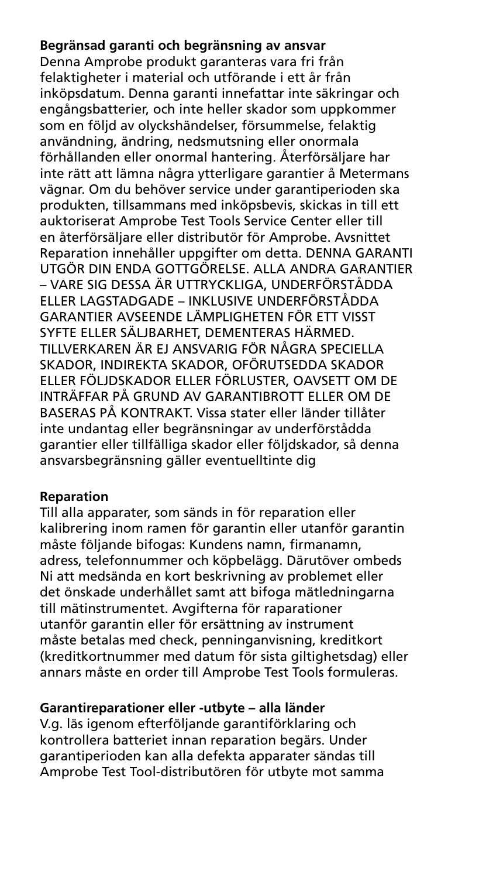**Begränsad garanti och begränsning av ansvar**

Denna Amprobe produkt garanteras vara fri från felaktigheter i material och utförande i ett år från inköpsdatum. Denna garanti innefattar inte säkringar och engångsbatterier, och inte heller skador som uppkommer som en följd av olyckshändelser, försummelse, felaktig användning, ändring, nedsmutsning eller onormala förhållanden eller onormal hantering. Återförsäljare har inte rätt att lämna några ytterligare garantier å Metermans vägnar. Om du behöver service under garantiperioden ska produkten, tillsammans med inköpsbevis, skickas in till ett auktoriserat Amprobe Test Tools Service Center eller till en återförsäljare eller distributör för Amprobe. Avsnittet Reparation innehåller uppgifter om detta. DENNA GARANTI UTGÖR DIN ENDA GOTTGÖRELSE. ALLA ANDRA GARANTIER – VARE SIG DESSA ÄR UTTRYCKLIGA, UNDERFÖRSTÅDDA ELLER LAGSTADGADE – INKLUSIVE UNDERFÖRSTÅDDA GARANTIER AVSEENDE LÄMPLIGHETEN FÖR ETT VISST SYFTE ELLER SÄLJBARHET, DEMENTERAS HÄRMED. TILLVERKAREN ÄR EJ ANSVARIG FÖR NÅGRA SPECIELLA SKADOR, INDIREKTA SKADOR, OFÖRUTSEDDA SKADOR ELLER FÖLJDSKADOR ELLER FÖRLUSTER, OAVSETT OM DE INTRÄFFAR PÅ GRUND AV GARANTIBROTT ELLER OM DE BASERAS PÅ KONTRAKT. Vissa stater eller länder tillåter inte undantag eller begränsningar av underförstådda garantier eller tillfälliga skador eller följdskador, så denna ansvarsbegränsning gäller eventuelltinte dig

**Reparation**

Till alla apparater, som sänds in för reparation eller kalibrering inom ramen för garantin eller utanför garantin måste följande bifogas: Kundens namn, firmanamn, adress, telefonnummer och köpbelägg. Därutöver ombeds Ni att medsända en kort beskrivning av problemet eller det önskade underhållet samt att bifoga mätledningarna till mätinstrumentet. Avgifterna för raparationer utanför garantin eller för ersättning av instrument måste betalas med check, penninganvisning, kreditkort (kreditkortnummer med datum för sista giltighetsdag) eller annars måste en order till Amprobe Test Tools formuleras.

**Garantireparationer eller -utbyte – alla länder**

V.g. läs igenom efterföljande garantiförklaring och kontrollera batteriet innan reparation begärs. Under garantiperioden kan alla defekta apparater sändas till Amprobe Test Tool-distributören för utbyte mot samma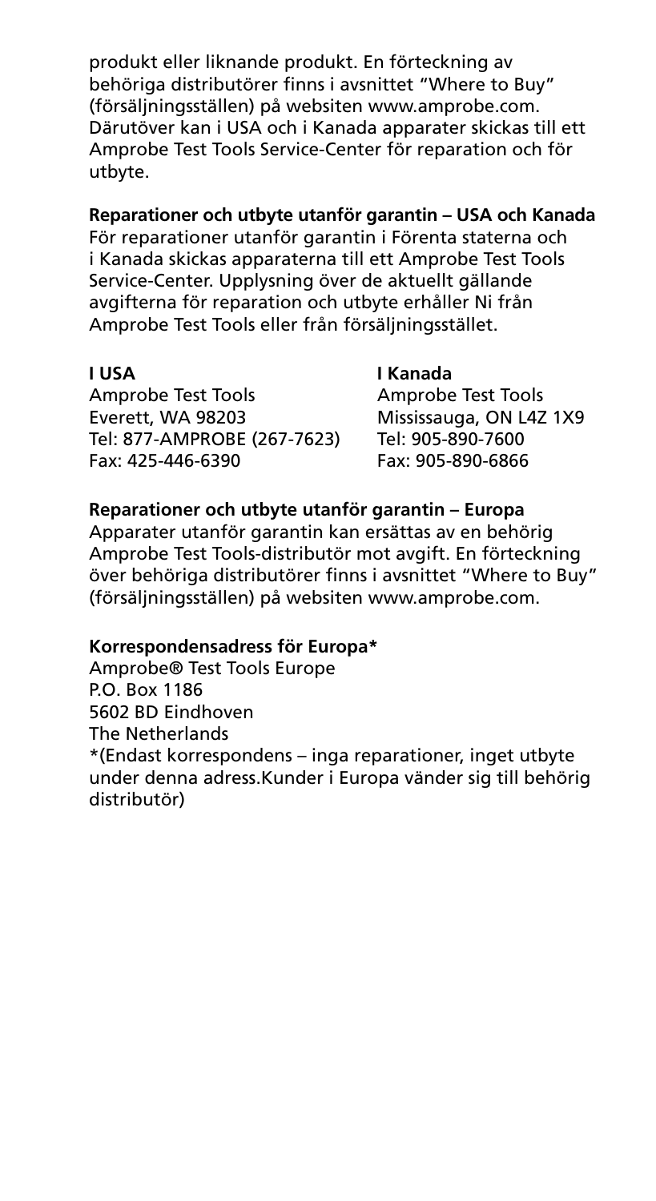produkt eller liknande produkt. En förteckning av behöriga distributörer finns i avsnittet "Where to Buy" (försäljningsställen) på websiten www.amprobe.com. Därutöver kan i USA och i Kanada apparater skickas till ett Amprobe Test Tools Service-Center för reparation och för utbyte.

**Reparationer och utbyte utanför garantin – USA och Kanada**

För reparationer utanför garantin i Förenta staterna och i Kanada skickas apparaterna till ett Amprobe Test Tools Service-Center. Upplysning över de aktuellt gällande avgifterna för reparation och utbyte erhåller Ni från Amprobe Test Tools eller från försäljningsstället.

**I USA**
Amprobe Test Tools
Everett, WA 98203
Tel: 877-AMPROBE (267-7623)
Fax: 425-446-6390

**I Kanada**
Amprobe Test Tools
Mississauga, ON L4Z 1X9
Tel: 905-890-7600
Fax: 905-890-6866

**Reparationer och utbyte utanför garantin – Europa**

Apparater utanför garantin kan ersättas av en behörig Amprobe Test Tools-distributör mot avgift. En förteckning över behöriga distributörer finns i avsnittet "Where to Buy" (försäljningsställen) på websiten www.amprobe.com.

**Korrespondensadress för Europa***

Amprobe® Test Tools Europe
P.O. Box 1186
5602 BD Eindhoven
The Netherlands
*(Endast korrespondens – inga reparationer, inget utbyte under denna adress.Kunder i Europa vänder sig till behörig distributör)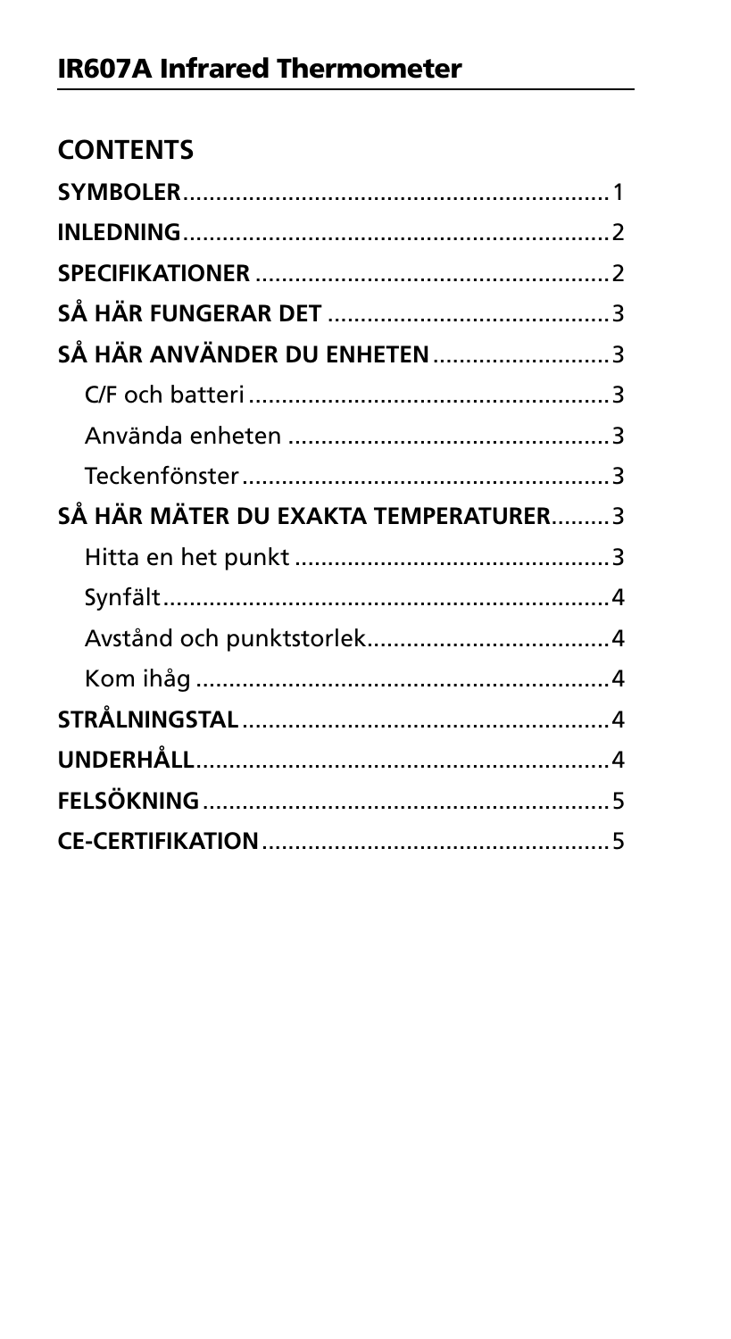# IR607A Infrared Thermometer

## CONTENTS

| | |
|---|---|
| **SYMBOLER** | 1 |
| **INLEDNING** | 2 |
| **SPECIFIKATIONER** | 2 |
| **SÅ HÄR FUNGERAR DET** | 3 |
| **SÅ HÄR ANVÄNDER DU ENHETEN** | 3 |
| C/F och batteri | 3 |
| Använda enheten | 3 |
| Teckenfönster | 3 |
| **SÅ HÄR MÄTER DU EXAKTA TEMPERATURER** | 3 |
| Hitta en het punkt | 3 |
| Synfält | 4 |
| Avstånd och punktstorlek | 4 |
| Kom ihåg | 4 |
| **STRÅLNINGSTAL** | 4 |
| **UNDERHÅLL** | 4 |
| **FELSÖKNING** | 5 |
| **CE-CERTIFIKATION** | 5 |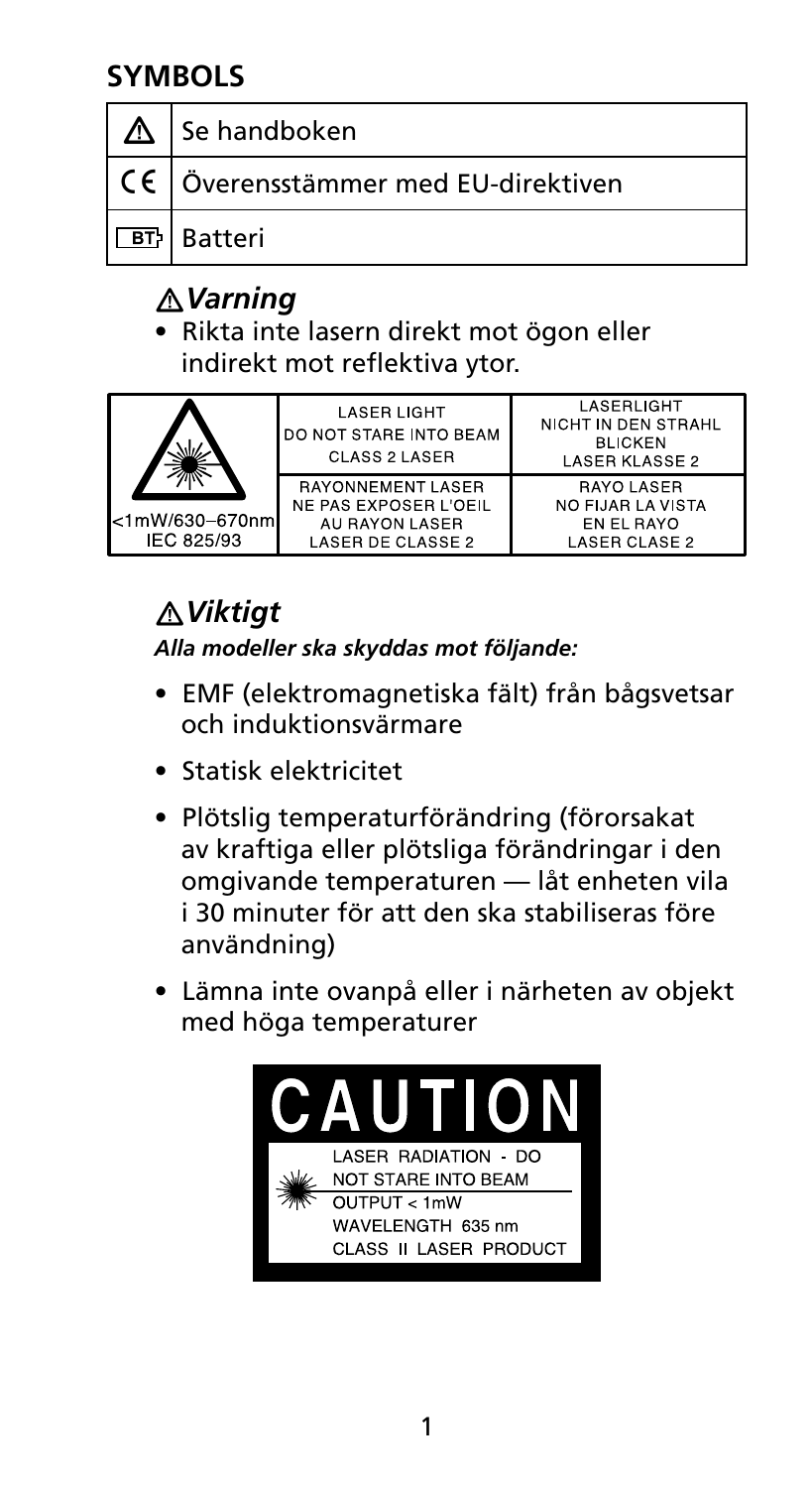## SYMBOLS

| | |
|---|---|
| ⚠ | Se handboken |
| CE | Överensstämmer med EU-direktiven |
| BT | Batteri |

### ⚠ *Varning*

- Rikta inte lasern direkt mot ögon eller indirekt mot reflektiva ytor.

| <1mW/630–670nm IEC 825/93 | LASER LIGHT DO NOT STARE INTO BEAM CLASS 2 LASER | LASERLIGHT NICHT IN DEN STRAHL BLICKEN LASER KLASSE 2 |
|---|---|---|
| | RAYONNEMENT LASER NE PAS EXPOSER L'OEIL AU RAYON LASER LASER DE CLASSE 2 | RAYO LASER NO FIJAR LA VISTA EN EL RAYO LASER CLASE 2 |

### ⚠ *Viktigt*

***Alla modeller ska skyddas mot följande:***

- EMF (elektromagnetiska fält) från bågsvetsar och induktionsvärmare
- Statisk elektricitet
- Plötslig temperaturförändring (förorsakat av kraftiga eller plötsliga förändringar i den omgivande temperaturen — låt enheten vila i 30 minuter för att den ska stabiliseras före användning)
- Lämna inte ovanpå eller i närheten av objekt med höga temperaturer

**CAUTION**

LASER RADIATION - DO NOT STARE INTO BEAM
OUTPUT < 1mW
WAVELENGTH 635 nm
CLASS II LASER PRODUCT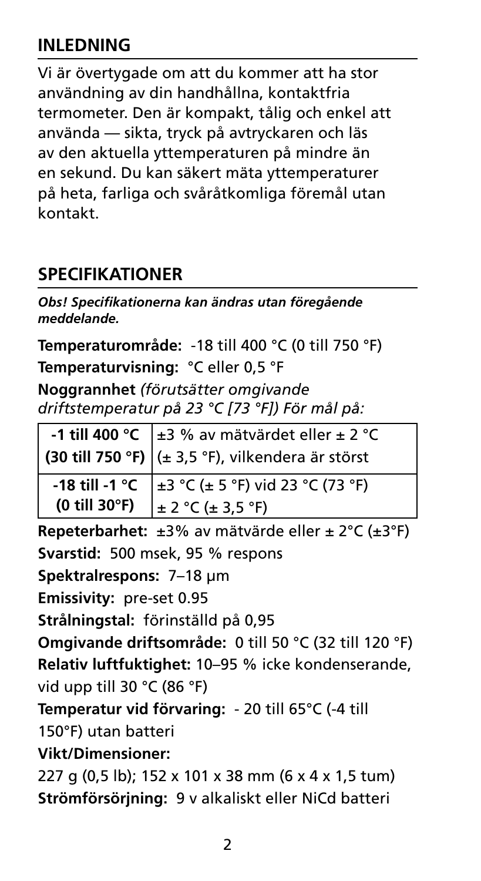## INLEDNING

Vi är övertygade om att du kommer att ha stor användning av din handhållna, kontaktfria termometer. Den är kompakt, tålig och enkel att använda — sikta, tryck på avtryckaren och läs av den aktuella yttemperaturen på mindre än en sekund. Du kan säkert mäta yttemperaturer på heta, farliga och svåråtkomliga föremål utan kontakt.

## SPECIFIKATIONER

***Obs! Specifikationerna kan ändras utan föregående meddelande.***

**Temperaturområde:** -18 till 400 °C (0 till 750 °F)

**Temperaturvisning:** °C eller 0,5 °F

**Noggrannhet** *(förutsätter omgivande driftstemperatur på 23 °C [73 °F]) För mål på:*

| | |
|---|---|
| **-1 till 400 °C (30 till 750 °F)** | ±3 % av mätvärdet eller ± 2 °C (± 3,5 °F), vilkendera är störst |
| **-18 till -1 °C (0 till 30°F)** | ±3 °C (± 5 °F) vid 23 °C (73 °F) ± 2 °C (± 3,5 °F) |

**Repeterbarhet:** ±3% av mätvärde eller ± 2°C (±3°F)

**Svarstid:** 500 msek, 95 % respons

**Spektralrespons:** 7–18 µm

**Emissivity:** pre-set 0.95

**Strålningstal:** förinställd på 0,95

**Omgivande driftsområde:** 0 till 50 °C (32 till 120 °F)

**Relativ luftfuktighet:** 10–95 % icke kondenserande, vid upp till 30 °C (86 °F)

**Temperatur vid förvaring:** - 20 till 65°C (-4 till 150°F) utan batteri

**Vikt/Dimensioner:**

227 g (0,5 lb); 152 x 101 x 38 mm (6 x 4 x 1,5 tum)

**Strömförsörjning:** 9 v alkaliskt eller NiCd batteri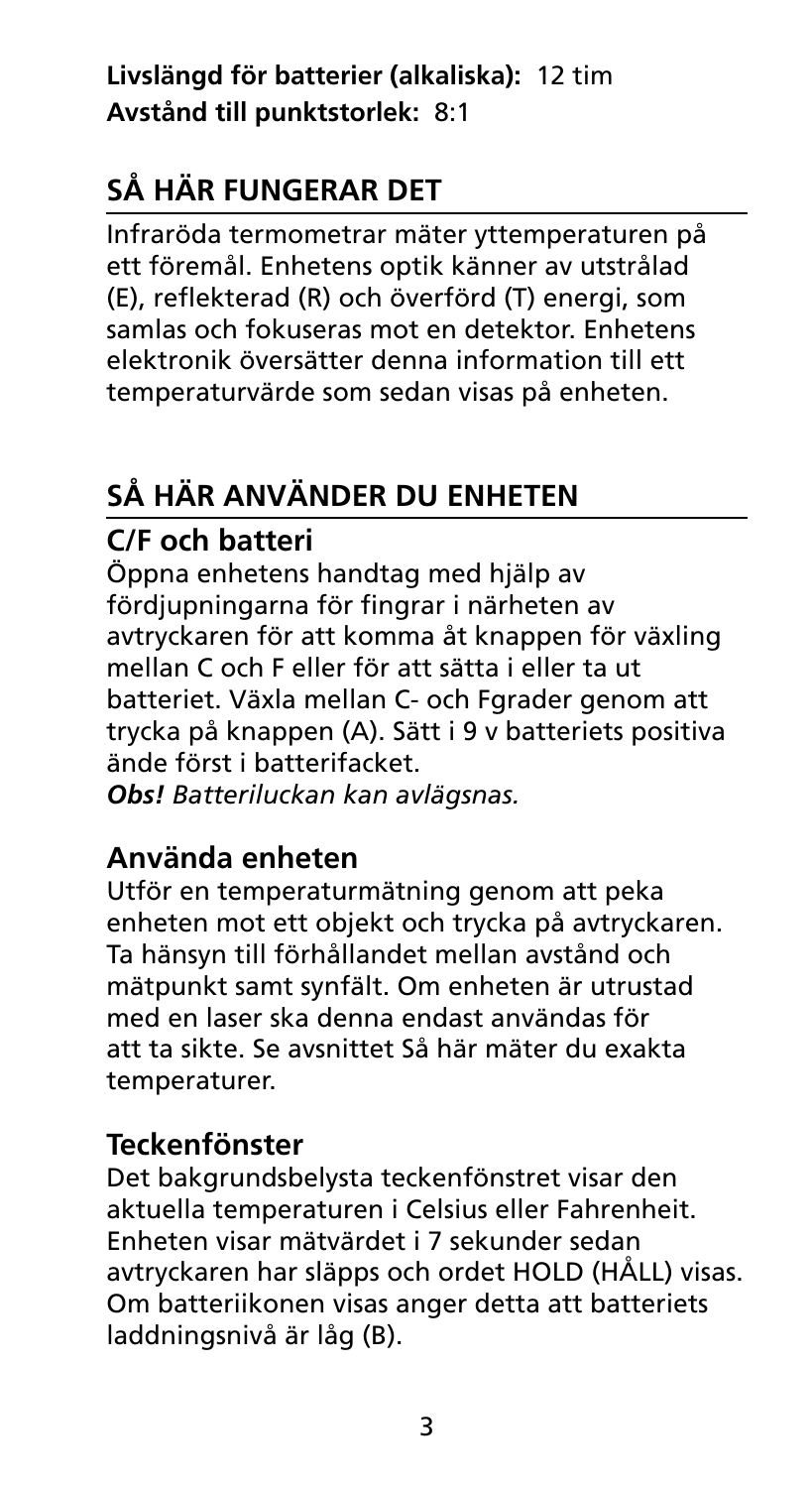**Livslängd för batterier (alkaliska):** 12 tim
**Avstånd till punktstorlek:** 8:1

## SÅ HÄR FUNGERAR DET

Infraröda termometrar mäter yttemperaturen på ett föremål. Enhetens optik känner av utstrålad (E), reflekterad (R) och överförd (T) energi, som samlas och fokuseras mot en detektor. Enhetens elektronik översätter denna information till ett temperaturvärde som sedan visas på enheten.

## SÅ HÄR ANVÄNDER DU ENHETEN

### C/F och batteri

Öppna enhetens handtag med hjälp av fördjupningarna för fingrar i närheten av avtryckaren för att komma åt knappen för växling mellan C och F eller för att sätta i eller ta ut batteriet. Växla mellan C- och Fgrader genom att trycka på knappen (A). Sätt i 9 v batteriets positiva ände först i batterifacket.
***Obs!** Batteriluckan kan avlägsnas.*

### Använda enheten

Utför en temperaturmätning genom att peka enheten mot ett objekt och trycka på avtryckaren. Ta hänsyn till förhållandet mellan avstånd och mätpunkt samt synfält. Om enheten är utrustad med en laser ska denna endast användas för att ta sikte. Se avsnittet Så här mäter du exakta temperaturer.

### Teckenfönster

Det bakgrundsbelysta teckenfönstret visar den aktuella temperaturen i Celsius eller Fahrenheit. Enheten visar mätvärdet i 7 sekunder sedan avtryckaren har släpps och ordet HOLD (HÅLL) visas. Om batteriikonen visas anger detta att batteriets laddningsnivå är låg (B).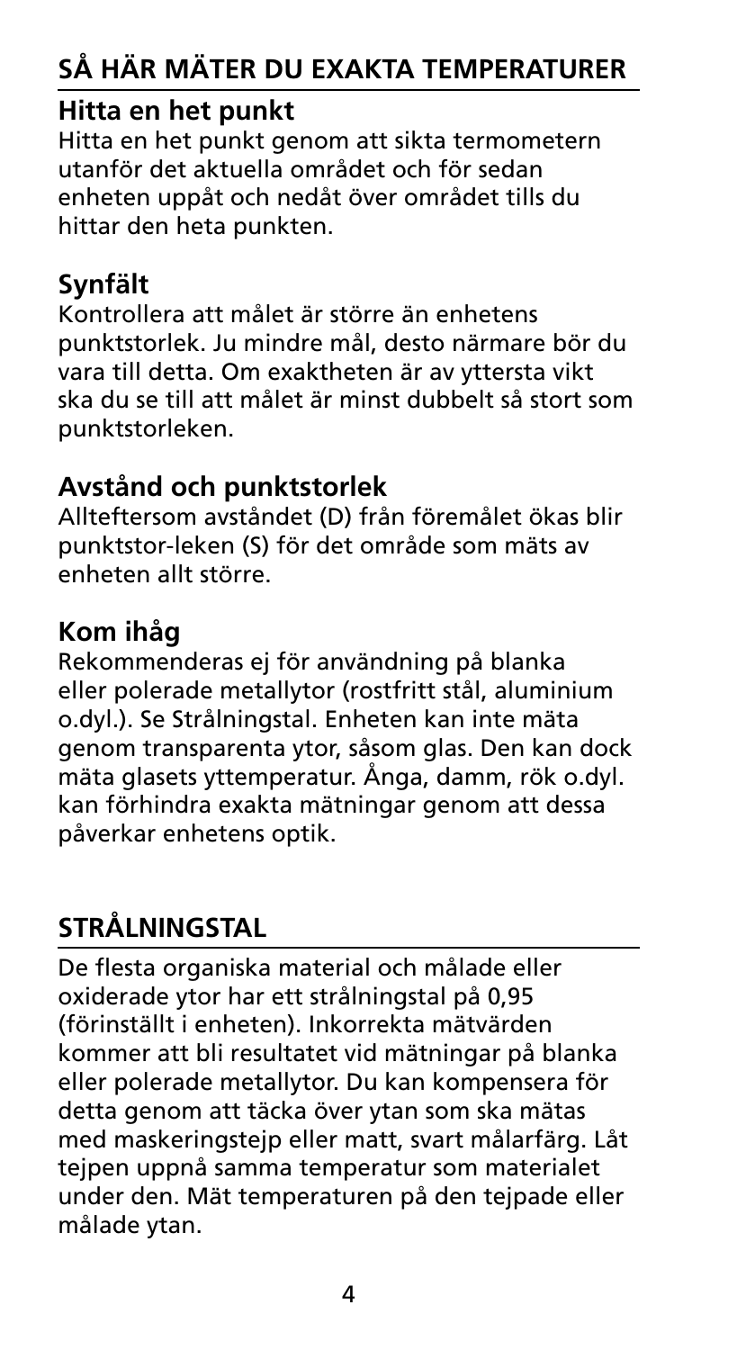## SÅ HÄR MÄTER DU EXAKTA TEMPERATURER

### Hitta en het punkt

Hitta en het punkt genom att sikta termometern utanför det aktuella området och för sedan enheten uppåt och nedåt över området tills du hittar den heta punkten.

### Synfält

Kontrollera att målet är större än enhetens punktstorlek. Ju mindre mål, desto närmare bör du vara till detta. Om exaktheten är av yttersta vikt ska du se till att målet är minst dubbelt så stort som punktstorleken.

### Avstånd och punktstorlek

Allteftersom avståndet (D) från föremålet ökas blir punktstor-leken (S) för det område som mäts av enheten allt större.

### Kom ihåg

Rekommenderas ej för användning på blanka eller polerade metallytor (rostfritt stål, aluminium o.dyl.). Se Strålningstal. Enheten kan inte mäta genom transparenta ytor, såsom glas. Den kan dock mäta glasets yttemperatur. Ånga, damm, rök o.dyl. kan förhindra exakta mätningar genom att dessa påverkar enhetens optik.

## STRÅLNINGSTAL

De flesta organiska material och målade eller oxiderade ytor har ett strålningstal på 0,95 (förinställt i enheten). Inkorrekta mätvärden kommer att bli resultatet vid mätningar på blanka eller polerade metallytor. Du kan kompensera för detta genom att täcka över ytan som ska mätas med maskeringstejp eller matt, svart målarfärg. Låt tejpen uppnå samma temperatur som materialet under den. Mät temperaturen på den tejpade eller målade ytan.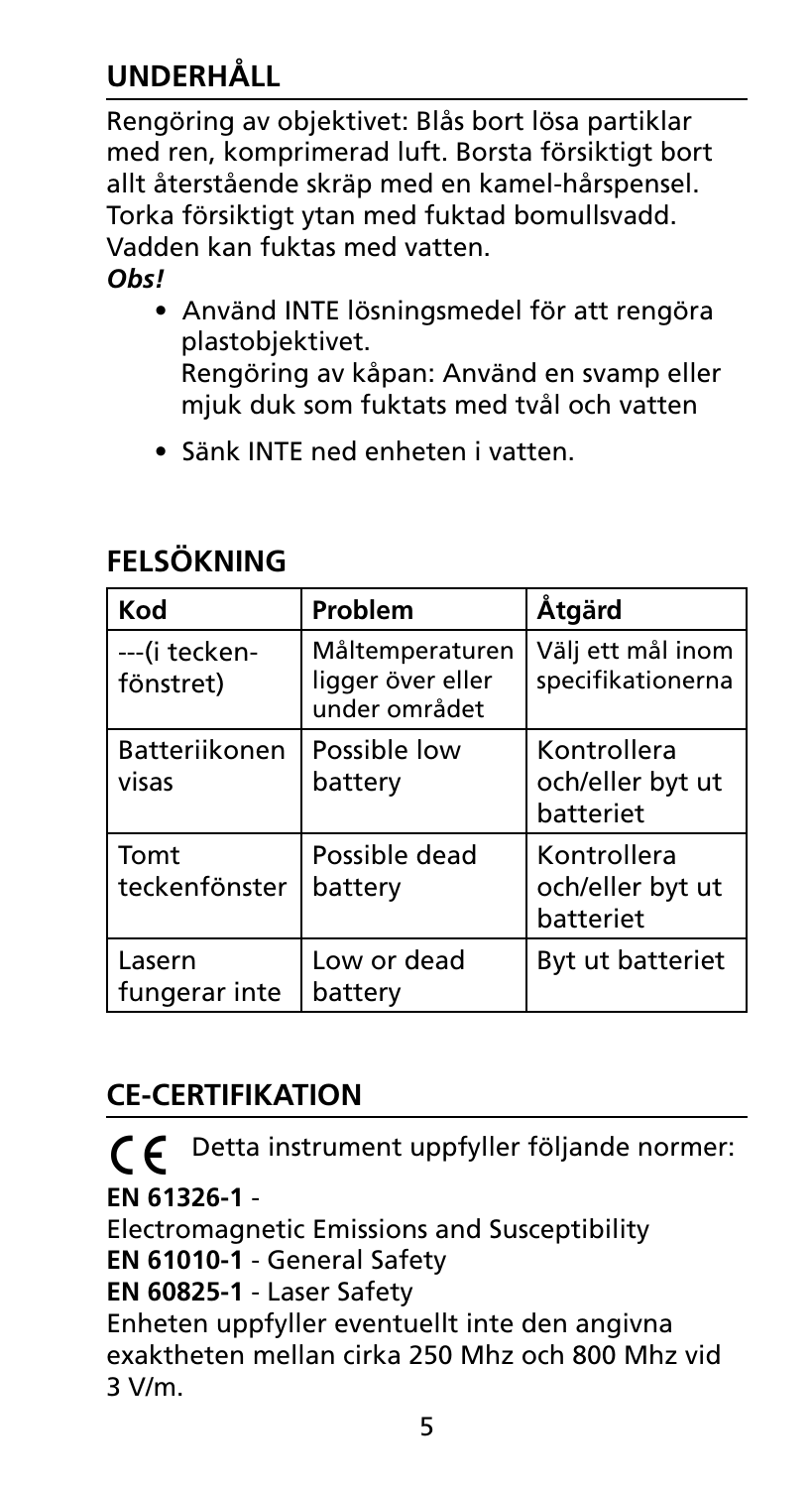## UNDERHÅLL

Rengöring av objektivet: Blås bort lösa partiklar med ren, komprimerad luft. Borsta försiktigt bort allt återstående skräp med en kamel-hårspensel. Torka försiktigt ytan med fuktad bomullsvadd. Vadden kan fuktas med vatten.

***Obs!***

- Använd INTE lösningsmedel för att rengöra plastobjektivet.
  Rengöring av kåpan: Använd en svamp eller mjuk duk som fuktats med tvål och vatten
- Sänk INTE ned enheten i vatten.

## FELSÖKNING

| Kod | Problem | Åtgärd |
| --- | --- | --- |
| ---(i tecken-fönstret) | Måltemperaturen ligger över eller under området | Välj ett mål inom specifikationerna |
| Batteriikonen visas | Possible low battery | Kontrollera och/eller byt ut batteriet |
| Tomt teckenfönster | Possible dead battery | Kontrollera och/eller byt ut batteriet |
| Lasern fungerar inte | Low or dead battery | Byt ut batteriet |

## CE-CERTIFIKATION

CE Detta instrument uppfyller följande normer:

**EN 61326-1** -
Electromagnetic Emissions and Susceptibility
**EN 61010-1** - General Safety
**EN 60825-1** - Laser Safety
Enheten uppfyller eventuellt inte den angivna exaktheten mellan cirka 250 Mhz och 800 Mhz vid 3 V/m.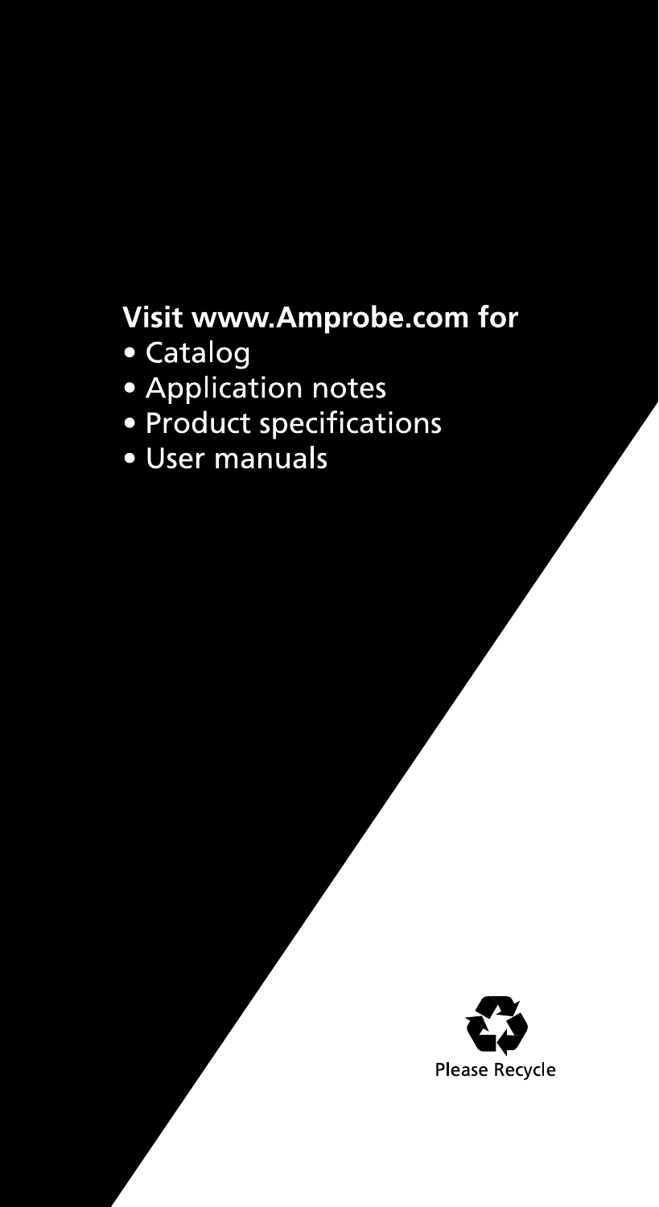**Visit www.Amprobe.com for**

- Catalog
- Application notes
- Product specifications
- User manuals

Please Recycle